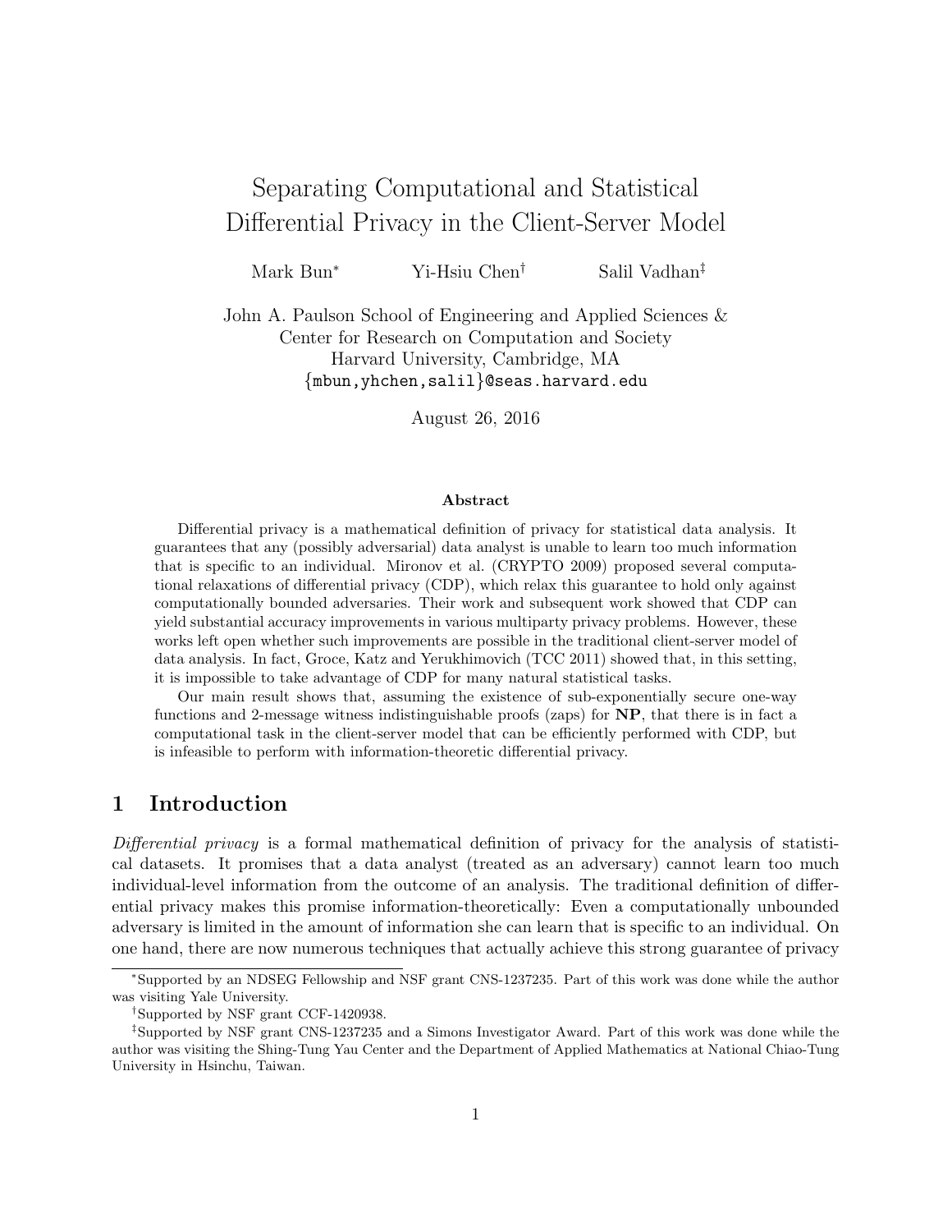# Separating Computational and Statistical Differential Privacy in the Client-Server Model

Mark Bun* Yi-Hsiu Chen† Salil Vadhan‡

John A. Paulson School of Engineering and Applied Sciences &
Center for Research on Computation and Society
Harvard University, Cambridge, MA
{mbun,yhchen,salil}@seas.harvard.edu

August 26, 2016

### Abstract

Differential privacy is a mathematical definition of privacy for statistical data analysis. It guarantees that any (possibly adversarial) data analyst is unable to learn too much information that is specific to an individual. Mironov et al. (CRYPTO 2009) proposed several computational relaxations of differential privacy (CDP), which relax this guarantee to hold only against computationally bounded adversaries. Their work and subsequent work showed that CDP can yield substantial accuracy improvements in various multiparty privacy problems. However, these works left open whether such improvements are possible in the traditional client-server model of data analysis. In fact, Groce, Katz and Yerukhimovich (TCC 2011) showed that, in this setting, it is impossible to take advantage of CDP for many natural statistical tasks.

Our main result shows that, assuming the existence of sub-exponentially secure one-way functions and 2-message witness indistinguishable proofs (zaps) for **NP**, that there is in fact a computational task in the client-server model that can be efficiently performed with CDP, but is infeasible to perform with information-theoretic differential privacy.

## 1 Introduction

*Differential privacy* is a formal mathematical definition of privacy for the analysis of statistical datasets. It promises that a data analyst (treated as an adversary) cannot learn too much individual-level information from the outcome of an analysis. The traditional definition of differential privacy makes this promise information-theoretically: Even a computationally unbounded adversary is limited in the amount of information she can learn that is specific to an individual. On one hand, there are now numerous techniques that actually achieve this strong guarantee of privacy

*Supported by an NDSEG Fellowship and NSF grant CNS-1237235. Part of this work was done while the author was visiting Yale University.

†Supported by NSF grant CCF-1420938.

‡Supported by NSF grant CNS-1237235 and a Simons Investigator Award. Part of this work was done while the author was visiting the Shing-Tung Yau Center and the Department of Applied Mathematics at National Chiao-Tung University in Hsinchu, Taiwan.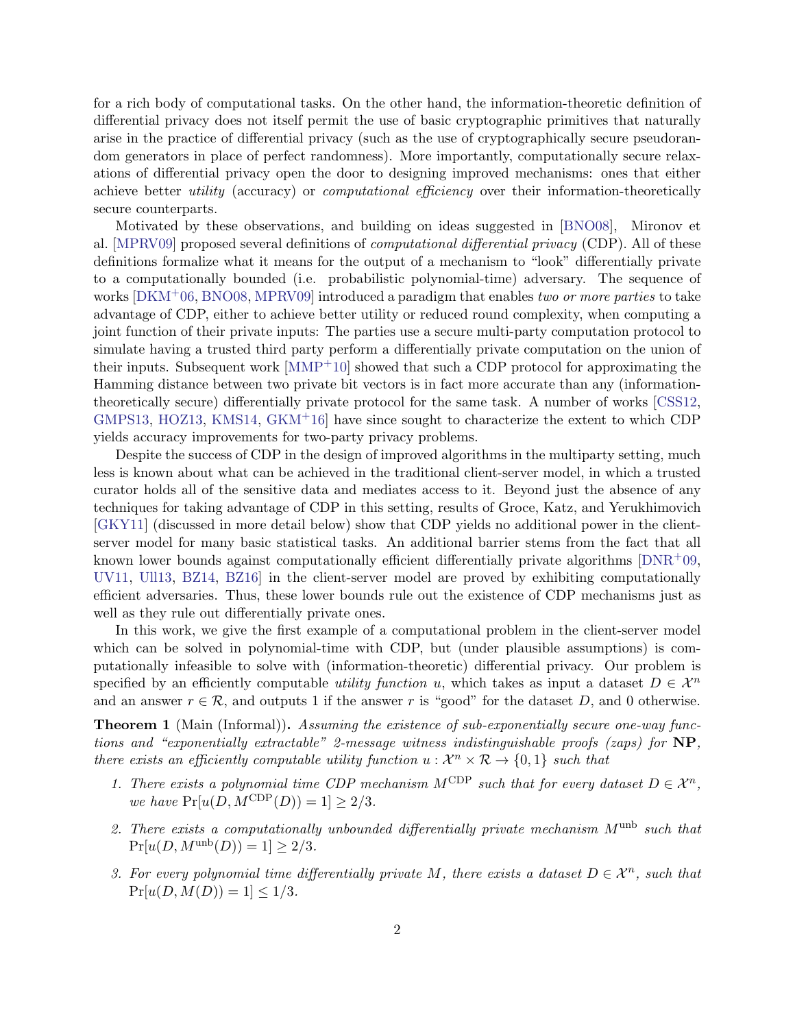for a rich body of computational tasks. On the other hand, the information-theoretic definition of differential privacy does not itself permit the use of basic cryptographic primitives that naturally arise in the practice of differential privacy (such as the use of cryptographically secure pseudorandom generators in place of perfect randomness). More importantly, computationally secure relaxations of differential privacy open the door to designing improved mechanisms: ones that either achieve better *utility* (accuracy) or *computational efficiency* over their information-theoretically secure counterparts.

Motivated by these observations, and building on ideas suggested in [BNO08], Mironov et al. [MPRV09] proposed several definitions of *computational differential privacy* (CDP). All of these definitions formalize what it means for the output of a mechanism to "look" differentially private to a computationally bounded (i.e. probabilistic polynomial-time) adversary. The sequence of works [DKM+06, BNO08, MPRV09] introduced a paradigm that enables *two or more parties* to take advantage of CDP, either to achieve better utility or reduced round complexity, when computing a joint function of their private inputs: The parties use a secure multi-party computation protocol to simulate having a trusted third party perform a differentially private computation on the union of their inputs. Subsequent work [MMP+10] showed that such a CDP protocol for approximating the Hamming distance between two private bit vectors is in fact more accurate than any (information-theoretically secure) differentially private protocol for the same task. A number of works [CSS12, GMPS13, HOZ13, KMS14, GKM+16] have since sought to characterize the extent to which CDP yields accuracy improvements for two-party privacy problems.

Despite the success of CDP in the design of improved algorithms in the multiparty setting, much less is known about what can be achieved in the traditional client-server model, in which a trusted curator holds all of the sensitive data and mediates access to it. Beyond just the absence of any techniques for taking advantage of CDP in this setting, results of Groce, Katz, and Yerukhimovich [GKY11] (discussed in more detail below) show that CDP yields no additional power in the client-server model for many basic statistical tasks. An additional barrier stems from the fact that all known lower bounds against computationally efficient differentially private algorithms [DNR+09, UV11, Ull13, BZ14, BZ16] in the client-server model are proved by exhibiting computationally efficient adversaries. Thus, these lower bounds rule out the existence of CDP mechanisms just as well as they rule out differentially private ones.

In this work, we give the first example of a computational problem in the client-server model which can be solved in polynomial-time with CDP, but (under plausible assumptions) is computationally infeasible to solve with (information-theoretic) differential privacy. Our problem is specified by an efficiently computable *utility function* $u$, which takes as input a dataset $D \in \mathcal{X}^n$ and an answer $r \in \mathcal{R}$, and outputs 1 if the answer $r$ is "good" for the dataset $D$, and 0 otherwise.

**Theorem 1** (Main (Informal))**.** *Assuming the existence of sub-exponentially secure one-way functions and "exponentially extractable" 2-message witness indistinguishable proofs (zaps) for* **NP**, *there exists an efficiently computable utility function* $u : \mathcal{X}^n \times \mathcal{R} \to \{0, 1\}$ *such that*

1. *There exists a polynomial time CDP mechanism* $M^{\mathrm{CDP}}$ *such that for every dataset* $D \in \mathcal{X}^n$, *we have* $\Pr[u(D, M^{\mathrm{CDP}}(D)) = 1] \geq 2/3$.
2. *There exists a computationally unbounded differentially private mechanism* $M^{\mathrm{unb}}$ *such that* $\Pr[u(D, M^{\mathrm{unb}}(D)) = 1] \geq 2/3$.
3. *For every polynomial time differentially private* $M$, *there exists a dataset* $D \in \mathcal{X}^n$, *such that* $\Pr[u(D, M(D)) = 1] \leq 1/3$.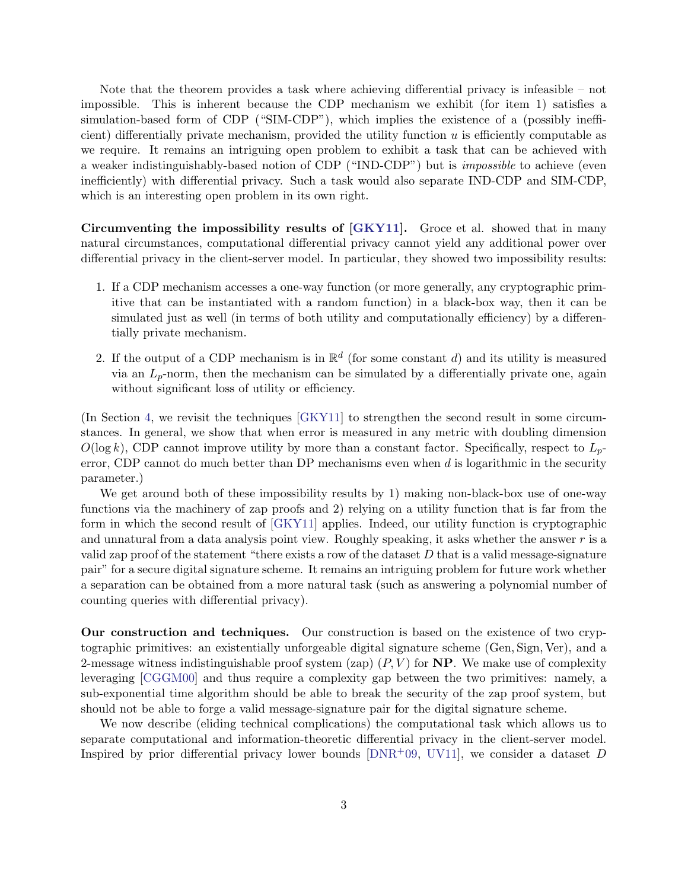Note that the theorem provides a task where achieving differential privacy is infeasible – not impossible. This is inherent because the CDP mechanism we exhibit (for item 1) satisfies a simulation-based form of CDP ("SIM-CDP"), which implies the existence of a (possibly inefficient) differentially private mechanism, provided the utility function $u$ is efficiently computable as we require. It remains an intriguing open problem to exhibit a task that can be achieved with a weaker indistinguishably-based notion of CDP ("IND-CDP") but is *impossible* to achieve (even inefficiently) with differential privacy. Such a task would also separate IND-CDP and SIM-CDP, which is an interesting open problem in its own right.

**Circumventing the impossibility results of [GKY11].** Groce et al. showed that in many natural circumstances, computational differential privacy cannot yield any additional power over differential privacy in the client-server model. In particular, they showed two impossibility results:

1. If a CDP mechanism accesses a one-way function (or more generally, any cryptographic primitive that can be instantiated with a random function) in a black-box way, then it can be simulated just as well (in terms of both utility and computationally efficiency) by a differentially private mechanism.
2. If the output of a CDP mechanism is in $\mathbb{R}^d$ (for some constant $d$) and its utility is measured via an $L_p$-norm, then the mechanism can be simulated by a differentially private one, again without significant loss of utility or efficiency.

(In Section 4, we revisit the techniques [GKY11] to strengthen the second result in some circumstances. In general, we show that when error is measured in any metric with doubling dimension $O(\log k)$, CDP cannot improve utility by more than a constant factor. Specifically, respect to $L_p$-error, CDP cannot do much better than DP mechanisms even when $d$ is logarithmic in the security parameter.)

We get around both of these impossibility results by 1) making non-black-box use of one-way functions via the machinery of zap proofs and 2) relying on a utility function that is far from the form in which the second result of [GKY11] applies. Indeed, our utility function is cryptographic and unnatural from a data analysis point view. Roughly speaking, it asks whether the answer $r$ is a valid zap proof of the statement "there exists a row of the dataset $D$ that is a valid message-signature pair" for a secure digital signature scheme. It remains an intriguing problem for future work whether a separation can be obtained from a more natural task (such as answering a polynomial number of counting queries with differential privacy).

**Our construction and techniques.** Our construction is based on the existence of two cryptographic primitives: an existentially unforgeable digital signature scheme (Gen, Sign, Ver), and a 2-message witness indistinguishable proof system (zap) $(P, V)$ for **NP**. We make use of complexity leveraging [CGGM00] and thus require a complexity gap between the two primitives: namely, a sub-exponential time algorithm should be able to break the security of the zap proof system, but should not be able to forge a valid message-signature pair for the digital signature scheme.

We now describe (eliding technical complications) the computational task which allows us to separate computational and information-theoretic differential privacy in the client-server model. Inspired by prior differential privacy lower bounds [DNR+09, UV11], we consider a dataset $D$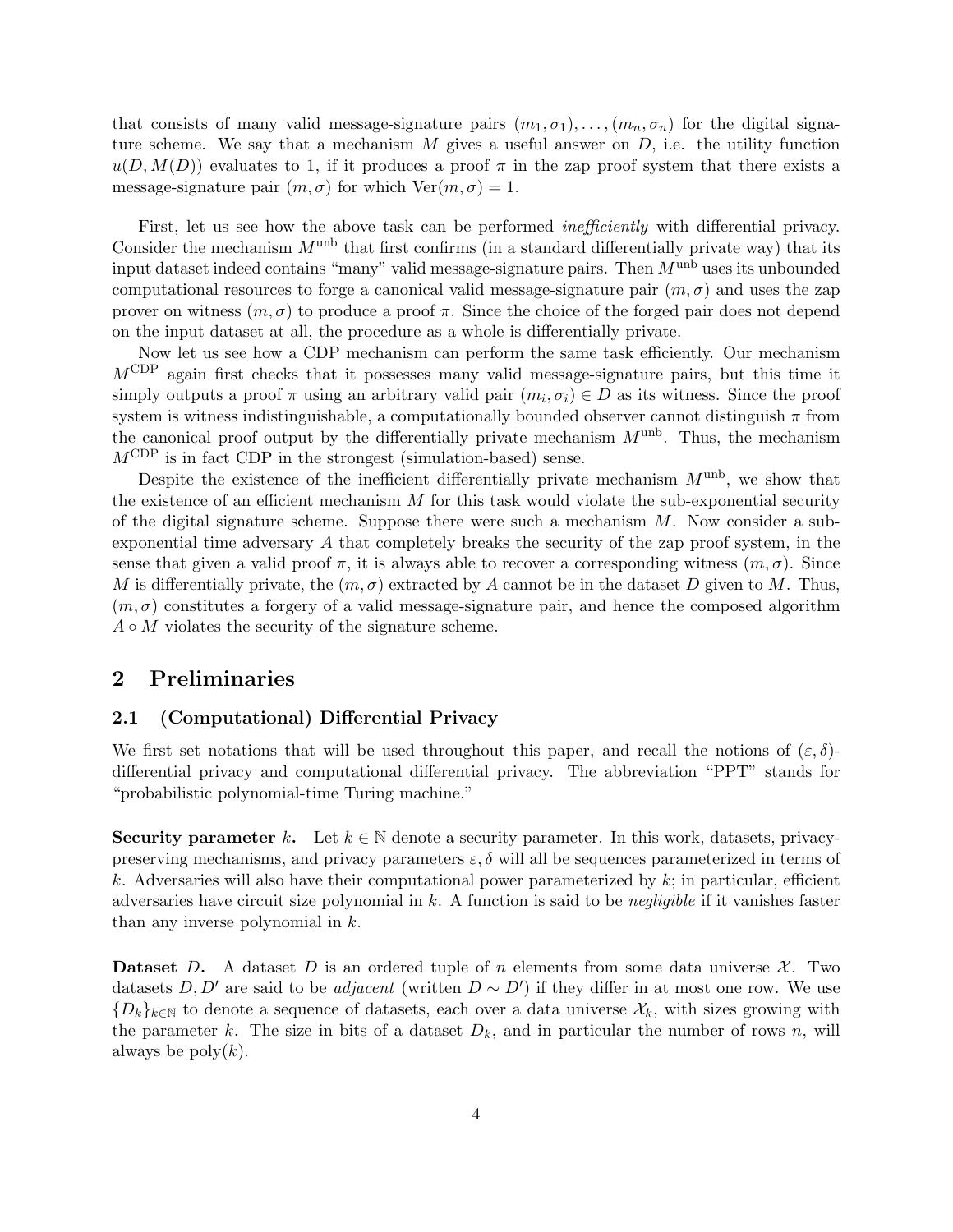that consists of many valid message-signature pairs $(m_1, \sigma_1), \ldots, (m_n, \sigma_n)$ for the digital signature scheme. We say that a mechanism $M$ gives a useful answer on $D$, i.e. the utility function $u(D, M(D))$ evaluates to 1, if it produces a proof $\pi$ in the zap proof system that there exists a message-signature pair $(m, \sigma)$ for which $\text{Ver}(m, \sigma) = 1$.

First, let us see how the above task can be performed *inefficiently* with differential privacy. Consider the mechanism $M^{\text{unb}}$ that first confirms (in a standard differentially private way) that its input dataset indeed contains "many" valid message-signature pairs. Then $M^{\text{unb}}$ uses its unbounded computational resources to forge a canonical valid message-signature pair $(m, \sigma)$ and uses the zap prover on witness $(m, \sigma)$ to produce a proof $\pi$. Since the choice of the forged pair does not depend on the input dataset at all, the procedure as a whole is differentially private.

Now let us see how a CDP mechanism can perform the same task efficiently. Our mechanism $M^{\text{CDP}}$ again first checks that it possesses many valid message-signature pairs, but this time it simply outputs a proof $\pi$ using an arbitrary valid pair $(m_i, \sigma_i) \in D$ as its witness. Since the proof system is witness indistinguishable, a computationally bounded observer cannot distinguish $\pi$ from the canonical proof output by the differentially private mechanism $M^{\text{unb}}$. Thus, the mechanism $M^{\text{CDP}}$ is in fact CDP in the strongest (simulation-based) sense.

Despite the existence of the inefficient differentially private mechanism $M^{\text{unb}}$, we show that the existence of an efficient mechanism $M$ for this task would violate the sub-exponential security of the digital signature scheme. Suppose there were such a mechanism $M$. Now consider a sub-exponential time adversary $A$ that completely breaks the security of the zap proof system, in the sense that given a valid proof $\pi$, it is always able to recover a corresponding witness $(m, \sigma)$. Since $M$ is differentially private, the $(m, \sigma)$ extracted by $A$ cannot be in the dataset $D$ given to $M$. Thus, $(m, \sigma)$ constitutes a forgery of a valid message-signature pair, and hence the composed algorithm $A \circ M$ violates the security of the signature scheme.

## 2 Preliminaries

### 2.1 (Computational) Differential Privacy

We first set notations that will be used throughout this paper, and recall the notions of $(\varepsilon, \delta)$-differential privacy and computational differential privacy. The abbreviation "PPT" stands for "probabilistic polynomial-time Turing machine."

**Security parameter $k$.** Let $k \in \mathbb{N}$ denote a security parameter. In this work, datasets, privacy-preserving mechanisms, and privacy parameters $\varepsilon, \delta$ will all be sequences parameterized in terms of $k$. Adversaries will also have their computational power parameterized by $k$; in particular, efficient adversaries have circuit size polynomial in $k$. A function is said to be *negligible* if it vanishes faster than any inverse polynomial in $k$.

**Dataset $D$.** A dataset $D$ is an ordered tuple of $n$ elements from some data universe $\mathcal{X}$. Two datasets $D, D'$ are said to be *adjacent* (written $D \sim D'$) if they differ in at most one row. We use $\{D_k\}_{k \in \mathbb{N}}$ to denote a sequence of datasets, each over a data universe $\mathcal{X}_k$, with sizes growing with the parameter $k$. The size in bits of a dataset $D_k$, and in particular the number of rows $n$, will always be $\text{poly}(k)$.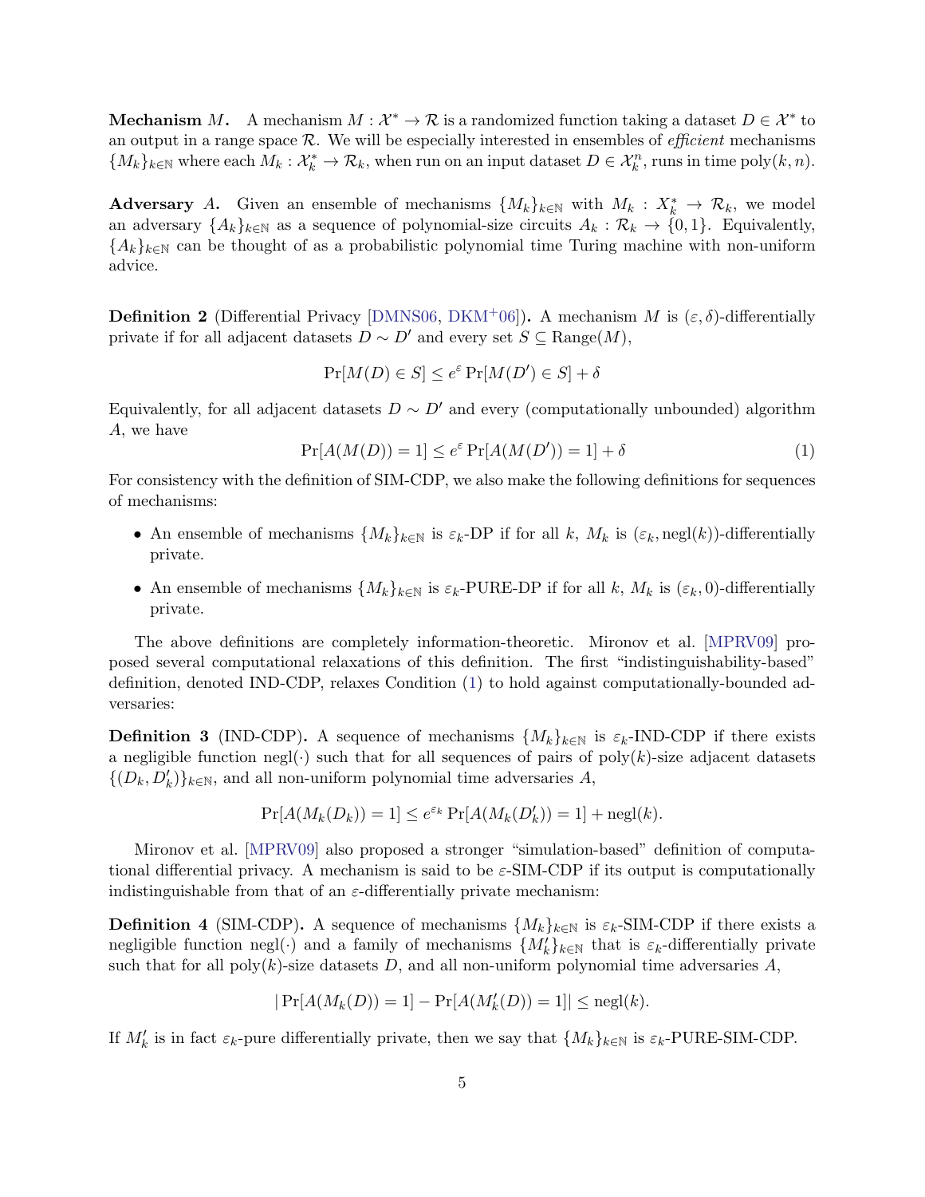**Mechanism $M$.** A mechanism $M : \mathcal{X}^* \to \mathcal{R}$ is a randomized function taking a dataset $D \in \mathcal{X}^*$ to an output in a range space $\mathcal{R}$. We will be especially interested in ensembles of *efficient* mechanisms $\{M_k\}_{k\in\mathbb{N}}$ where each $M_k : \mathcal{X}_k^* \to \mathcal{R}_k$, when run on an input dataset $D \in \mathcal{X}_k^n$, runs in time $\text{poly}(k, n)$.

**Adversary $A$.** Given an ensemble of mechanisms $\{M_k\}_{k\in\mathbb{N}}$ with $M_k : X_k^* \to \mathcal{R}_k$, we model an adversary $\{A_k\}_{k\in\mathbb{N}}$ as a sequence of polynomial-size circuits $A_k : \mathcal{R}_k \to \{0, 1\}$. Equivalently, $\{A_k\}_{k\in\mathbb{N}}$ can be thought of as a probabilistic polynomial time Turing machine with non-uniform advice.

**Definition 2** (Differential Privacy [DMNS06, DKM+06])**.** A mechanism $M$ is $(\varepsilon, \delta)$-differentially private if for all adjacent datasets $D \sim D'$ and every set $S \subseteq \text{Range}(M)$,

$$\Pr[M(D) \in S] \le e^{\varepsilon} \Pr[M(D') \in S] + \delta$$

Equivalently, for all adjacent datasets $D \sim D'$ and every (computationally unbounded) algorithm $A$, we have

$$\Pr[A(M(D)) = 1] \le e^{\varepsilon} \Pr[A(M(D')) = 1] + \delta \tag{1}$$

For consistency with the definition of SIM-CDP, we also make the following definitions for sequences of mechanisms:

- An ensemble of mechanisms $\{M_k\}_{k\in\mathbb{N}}$ is $\varepsilon_k$-DP if for all $k$, $M_k$ is $(\varepsilon_k, \text{negl}(k))$-differentially private.
- An ensemble of mechanisms $\{M_k\}_{k\in\mathbb{N}}$ is $\varepsilon_k$-PURE-DP if for all $k$, $M_k$ is $(\varepsilon_k, 0)$-differentially private.

The above definitions are completely information-theoretic. Mironov et al. [MPRV09] proposed several computational relaxations of this definition. The first "indistinguishability-based" definition, denoted IND-CDP, relaxes Condition (1) to hold against computationally-bounded adversaries:

**Definition 3** (IND-CDP)**.** A sequence of mechanisms $\{M_k\}_{k\in\mathbb{N}}$ is $\varepsilon_k$-IND-CDP if there exists a negligible function $\text{negl}(\cdot)$ such that for all sequences of pairs of $\text{poly}(k)$-size adjacent datasets $\{(D_k, D'_k)\}_{k\in\mathbb{N}}$, and all non-uniform polynomial time adversaries $A$,

$$\Pr[A(M_k(D_k)) = 1] \le e^{\varepsilon_k} \Pr[A(M_k(D'_k)) = 1] + \text{negl}(k).$$

Mironov et al. [MPRV09] also proposed a stronger "simulation-based" definition of computational differential privacy. A mechanism is said to be $\varepsilon$-SIM-CDP if its output is computationally indistinguishable from that of an $\varepsilon$-differentially private mechanism:

**Definition 4** (SIM-CDP)**.** A sequence of mechanisms $\{M_k\}_{k\in\mathbb{N}}$ is $\varepsilon_k$-SIM-CDP if there exists a negligible function $\text{negl}(\cdot)$ and a family of mechanisms $\{M'_k\}_{k\in\mathbb{N}}$ that is $\varepsilon_k$-differentially private such that for all $\text{poly}(k)$-size datasets $D$, and all non-uniform polynomial time adversaries $A$,

$$|\Pr[A(M_k(D)) = 1] - \Pr[A(M'_k(D)) = 1]| \le \text{negl}(k).$$

If $M'_k$ is in fact $\varepsilon_k$-pure differentially private, then we say that $\{M_k\}_{k\in\mathbb{N}}$ is $\varepsilon_k$-PURE-SIM-CDP.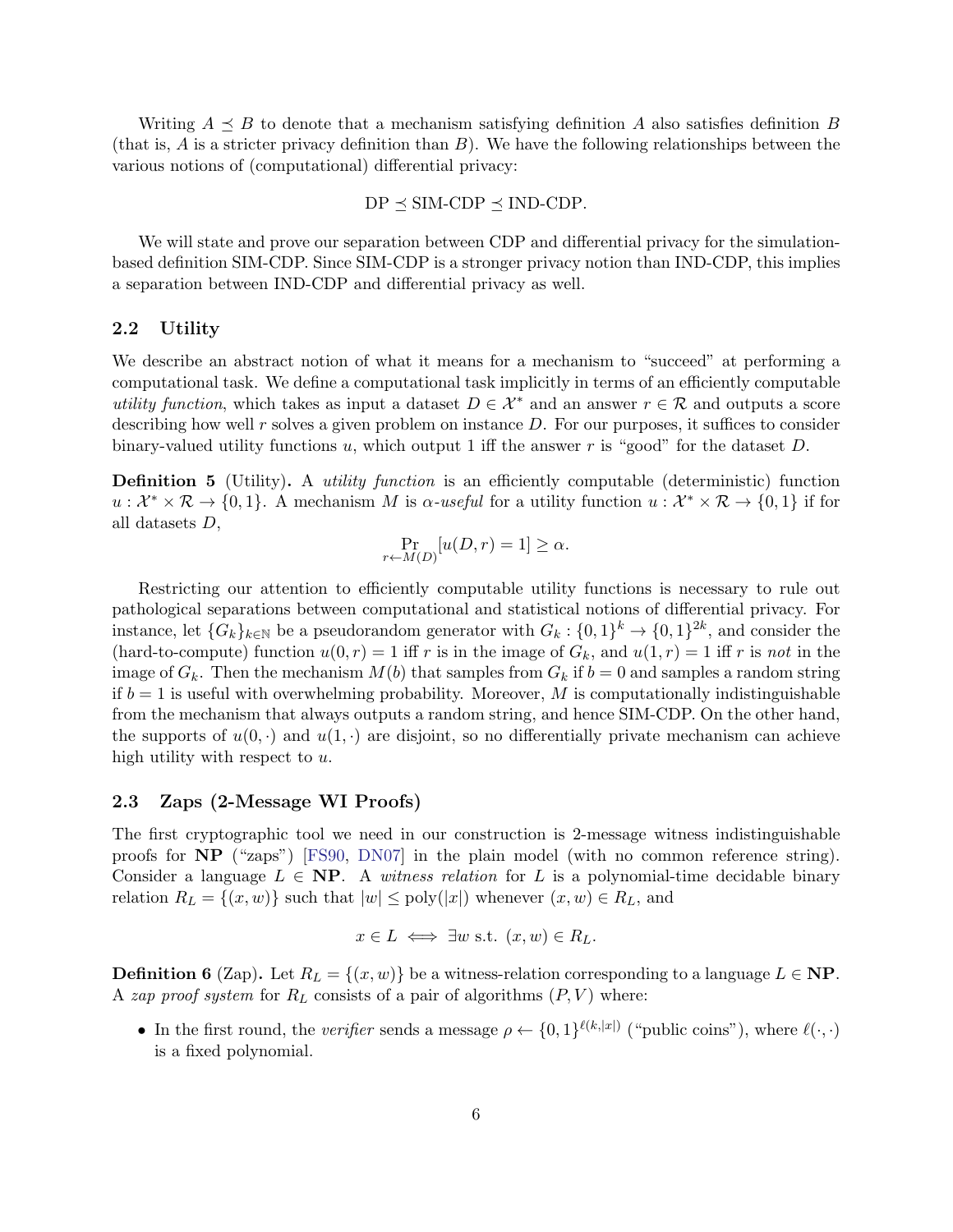Writing $A \preceq B$ to denote that a mechanism satisfying definition $A$ also satisfies definition $B$ (that is, $A$ is a stricter privacy definition than $B$). We have the following relationships between the various notions of (computational) differential privacy:

$$\text{DP} \preceq \text{SIM-CDP} \preceq \text{IND-CDP}.$$

We will state and prove our separation between CDP and differential privacy for the simulation-based definition SIM-CDP. Since SIM-CDP is a stronger privacy notion than IND-CDP, this implies a separation between IND-CDP and differential privacy as well.

### 2.2 Utility

We describe an abstract notion of what it means for a mechanism to "succeed" at performing a computational task. We define a computational task implicitly in terms of an efficiently computable *utility function*, which takes as input a dataset $D \in \mathcal{X}^*$ and an answer $r \in \mathcal{R}$ and outputs a score describing how well $r$ solves a given problem on instance $D$. For our purposes, it suffices to consider binary-valued utility functions $u$, which output 1 iff the answer $r$ is "good" for the dataset $D$.

**Definition 5** (Utility)**.** A *utility function* is an efficiently computable (deterministic) function $u : \mathcal{X}^* \times \mathcal{R} \to \{0, 1\}$. A mechanism $M$ is $\alpha$*-useful* for a utility function $u : \mathcal{X}^* \times \mathcal{R} \to \{0, 1\}$ if for all datasets $D$,

$$\Pr_{r \leftarrow M(D)}[u(D, r) = 1] \geq \alpha.$$

Restricting our attention to efficiently computable utility functions is necessary to rule out pathological separations between computational and statistical notions of differential privacy. For instance, let $\{G_k\}_{k \in \mathbb{N}}$ be a pseudorandom generator with $G_k : \{0, 1\}^k \to \{0, 1\}^{2k}$, and consider the (hard-to-compute) function $u(0, r) = 1$ iff $r$ is in the image of $G_k$, and $u(1, r) = 1$ iff $r$ is *not* in the image of $G_k$. Then the mechanism $M(b)$ that samples from $G_k$ if $b = 0$ and samples a random string if $b = 1$ is useful with overwhelming probability. Moreover, $M$ is computationally indistinguishable from the mechanism that always outputs a random string, and hence SIM-CDP. On the other hand, the supports of $u(0, \cdot)$ and $u(1, \cdot)$ are disjoint, so no differentially private mechanism can achieve high utility with respect to $u$.

### 2.3 Zaps (2-Message WI Proofs)

The first cryptographic tool we need in our construction is 2-message witness indistinguishable proofs for **NP** ("zaps") [FS90, DN07] in the plain model (with no common reference string). Consider a language $L \in \mathbf{NP}$. A *witness relation* for $L$ is a polynomial-time decidable binary relation $R_L = \{(x, w)\}$ such that $|w| \leq \text{poly}(|x|)$ whenever $(x, w) \in R_L$, and

$$x \in L \iff \exists w \text{ s.t. } (x, w) \in R_L.$$

**Definition 6** (Zap)**.** Let $R_L = \{(x, w)\}$ be a witness-relation corresponding to a language $L \in \mathbf{NP}$. A *zap proof system* for $R_L$ consists of a pair of algorithms $(P, V)$ where:

- In the first round, the *verifier* sends a message $\rho \leftarrow \{0, 1\}^{\ell(k, |x|)}$ ("public coins"), where $\ell(\cdot, \cdot)$ is a fixed polynomial.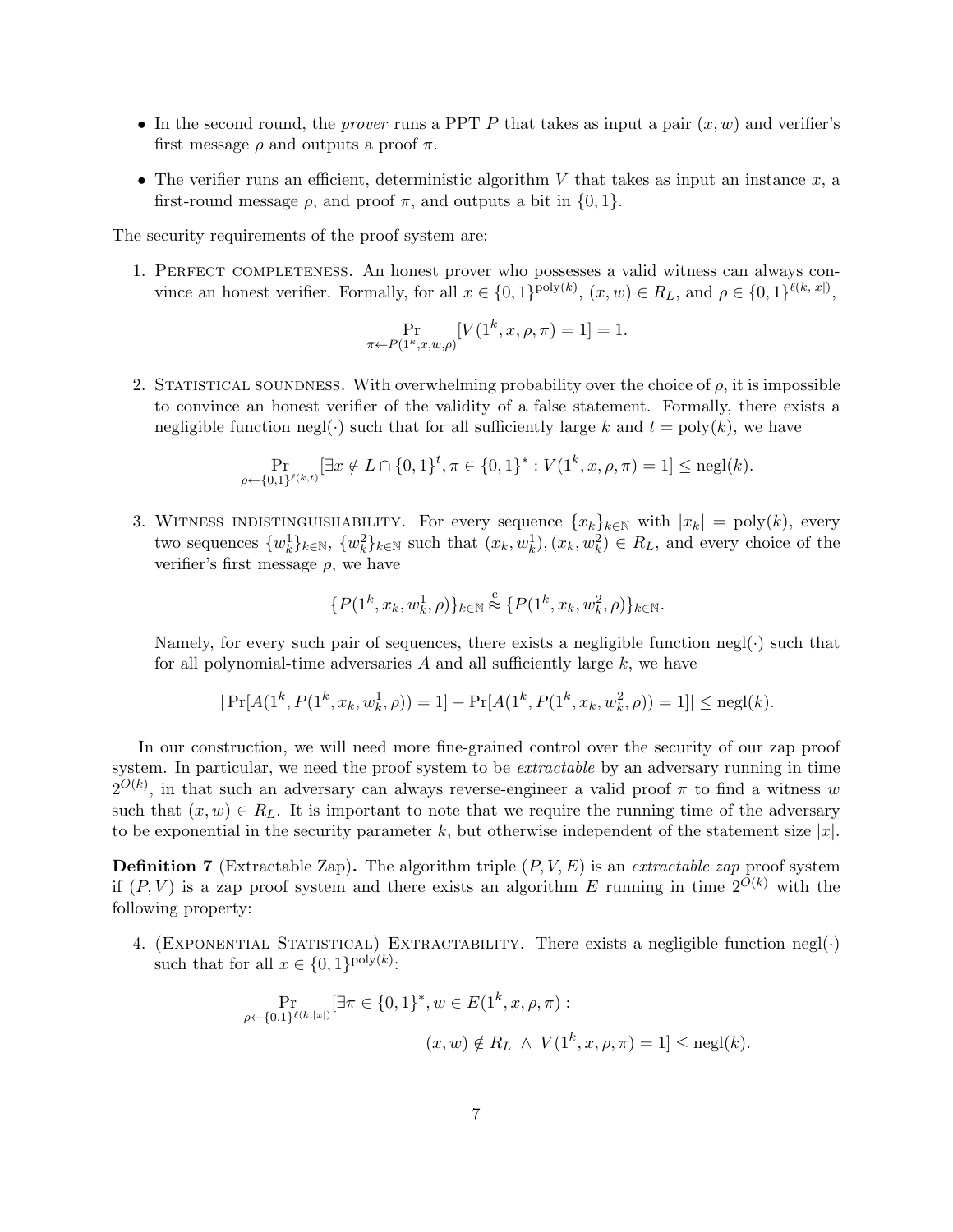- In the second round, the *prover* runs a PPT $P$ that takes as input a pair $(x, w)$ and verifier's first message $\rho$ and outputs a proof $\pi$.
- The verifier runs an efficient, deterministic algorithm $V$ that takes as input an instance $x$, a first-round message $\rho$, and proof $\pi$, and outputs a bit in $\{0, 1\}$.

The security requirements of the proof system are:

1. Perfect completeness. An honest prover who possesses a valid witness can always convince an honest verifier. Formally, for all $x \in \{0,1\}^{\text{poly}(k)}$, $(x, w) \in R_L$, and $\rho \in \{0,1\}^{\ell(k,|x|)}$,

$$\Pr_{\pi \leftarrow P(1^k, x, w, \rho)}[V(1^k, x, \rho, \pi) = 1] = 1.$$

2. Statistical soundness. With overwhelming probability over the choice of $\rho$, it is impossible to convince an honest verifier of the validity of a false statement. Formally, there exists a negligible function $\text{negl}(\cdot)$ such that for all sufficiently large $k$ and $t = \text{poly}(k)$, we have

$$\Pr_{\rho \leftarrow \{0,1\}^{\ell(k,t)}}[\exists x \notin L \cap \{0,1\}^t, \pi \in \{0,1\}^* : V(1^k, x, \rho, \pi) = 1] \leq \text{negl}(k).$$

3. Witness indistinguishability. For every sequence $\{x_k\}_{k \in \mathbb{N}}$ with $|x_k| = \text{poly}(k)$, every two sequences $\{w_k^1\}_{k \in \mathbb{N}}$, $\{w_k^2\}_{k \in \mathbb{N}}$ such that $(x_k, w_k^1), (x_k, w_k^2) \in R_L$, and every choice of the verifier's first message $\rho$, we have

$$\{P(1^k, x_k, w_k^1, \rho)\}_{k \in \mathbb{N}} \overset{c}{\approx} \{P(1^k, x_k, w_k^2, \rho)\}_{k \in \mathbb{N}}.$$

   Namely, for every such pair of sequences, there exists a negligible function $\text{negl}(\cdot)$ such that for all polynomial-time adversaries $A$ and all sufficiently large $k$, we have

$$|\Pr[A(1^k, P(1^k, x_k, w_k^1, \rho)) = 1] - \Pr[A(1^k, P(1^k, x_k, w_k^2, \rho)) = 1]| \leq \text{negl}(k).$$

In our construction, we will need more fine-grained control over the security of our zap proof system. In particular, we need the proof system to be *extractable* by an adversary running in time $2^{O(k)}$, in that such an adversary can always reverse-engineer a valid proof $\pi$ to find a witness $w$ such that $(x, w) \in R_L$. It is important to note that we require the running time of the adversary to be exponential in the security parameter $k$, but otherwise independent of the statement size $|x|$.

**Definition 7** (Extractable Zap)**.** The algorithm triple $(P, V, E)$ is an *extractable zap* proof system if $(P, V)$ is a zap proof system and there exists an algorithm $E$ running in time $2^{O(k)}$ with the following property:

4. (Exponential Statistical) Extractability. There exists a negligible function $\text{negl}(\cdot)$ such that for all $x \in \{0,1\}^{\text{poly}(k)}$:

$$\Pr_{\rho \leftarrow \{0,1\}^{\ell(k,|x|)}}[\exists \pi \in \{0,1\}^*, w \in E(1^k, x, \rho, \pi) : \\ (x, w) \notin R_L \ \wedge \ V(1^k, x, \rho, \pi) = 1] \leq \text{negl}(k).$$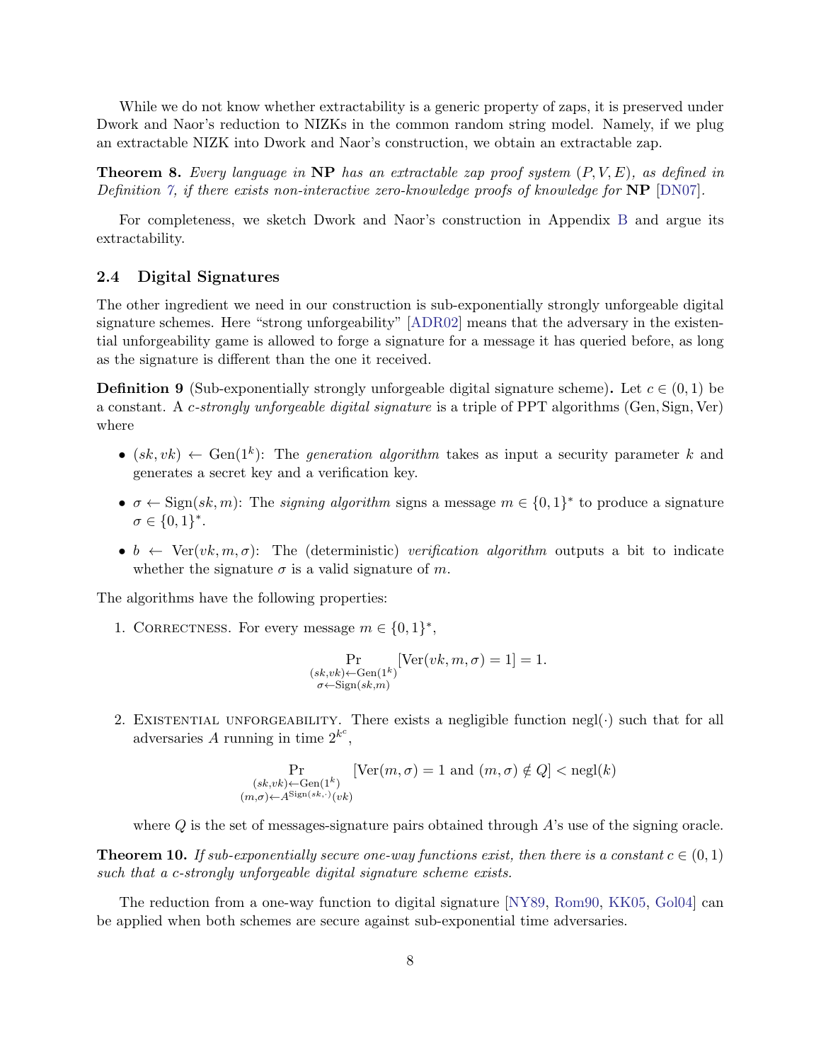While we do not know whether extractability is a generic property of zaps, it is preserved under Dwork and Naor's reduction to NIZKs in the common random string model. Namely, if we plug an extractable NIZK into Dwork and Naor's construction, we obtain an extractable zap.

**Theorem 8.** *Every language in* **NP** *has an extractable zap proof system* $(P, V, E)$*, as defined in Definition 7, if there exists non-interactive zero-knowledge proofs of knowledge for* **NP** [DN07].

For completeness, we sketch Dwork and Naor's construction in Appendix B and argue its extractability.

### 2.4 Digital Signatures

The other ingredient we need in our construction is sub-exponentially strongly unforgeable digital signature schemes. Here "strong unforgeability" [ADR02] means that the adversary in the existential unforgeability game is allowed to forge a signature for a message it has queried before, as long as the signature is different than the one it received.

**Definition 9** (Sub-exponentially strongly unforgeable digital signature scheme)**.** Let $c \in (0, 1)$ be a constant. A *c-strongly unforgeable digital signature* is a triple of PPT algorithms $(\text{Gen}, \text{Sign}, \text{Ver})$ where

- $(sk, vk) \leftarrow \text{Gen}(1^k)$: The *generation algorithm* takes as input a security parameter $k$ and generates a secret key and a verification key.
- $\sigma \leftarrow \text{Sign}(sk, m)$: The *signing algorithm* signs a message $m \in \{0, 1\}^*$ to produce a signature $\sigma \in \{0, 1\}^*$.
- $b \leftarrow \text{Ver}(vk, m, \sigma)$: The (deterministic) *verification algorithm* outputs a bit to indicate whether the signature $\sigma$ is a valid signature of $m$.

The algorithms have the following properties:

1. Correctness. For every message $m \in \{0, 1\}^*$,

$$\Pr_{\substack{(sk,vk) \leftarrow \text{Gen}(1^k) \\ \sigma \leftarrow \text{Sign}(sk,m)}} [\text{Ver}(vk, m, \sigma) = 1] = 1.$$

2. Existential unforgeability. There exists a negligible function $\text{negl}(\cdot)$ such that for all adversaries $A$ running in time $2^{k^c}$,

$$\Pr_{\substack{(sk,vk) \leftarrow \text{Gen}(1^k) \\ (m,\sigma) \leftarrow A^{\text{Sign}(sk,\cdot)}(vk)}} [\text{Ver}(m, \sigma) = 1 \text{ and } (m, \sigma) \notin Q] < \text{negl}(k)$$

   where $Q$ is the set of messages-signature pairs obtained through $A$'s use of the signing oracle.

**Theorem 10.** *If sub-exponentially secure one-way functions exist, then there is a constant* $c \in (0, 1)$ *such that a c-strongly unforgeable digital signature scheme exists.*

The reduction from a one-way function to digital signature [NY89, Rom90, KK05, Gol04] can be applied when both schemes are secure against sub-exponential time adversaries.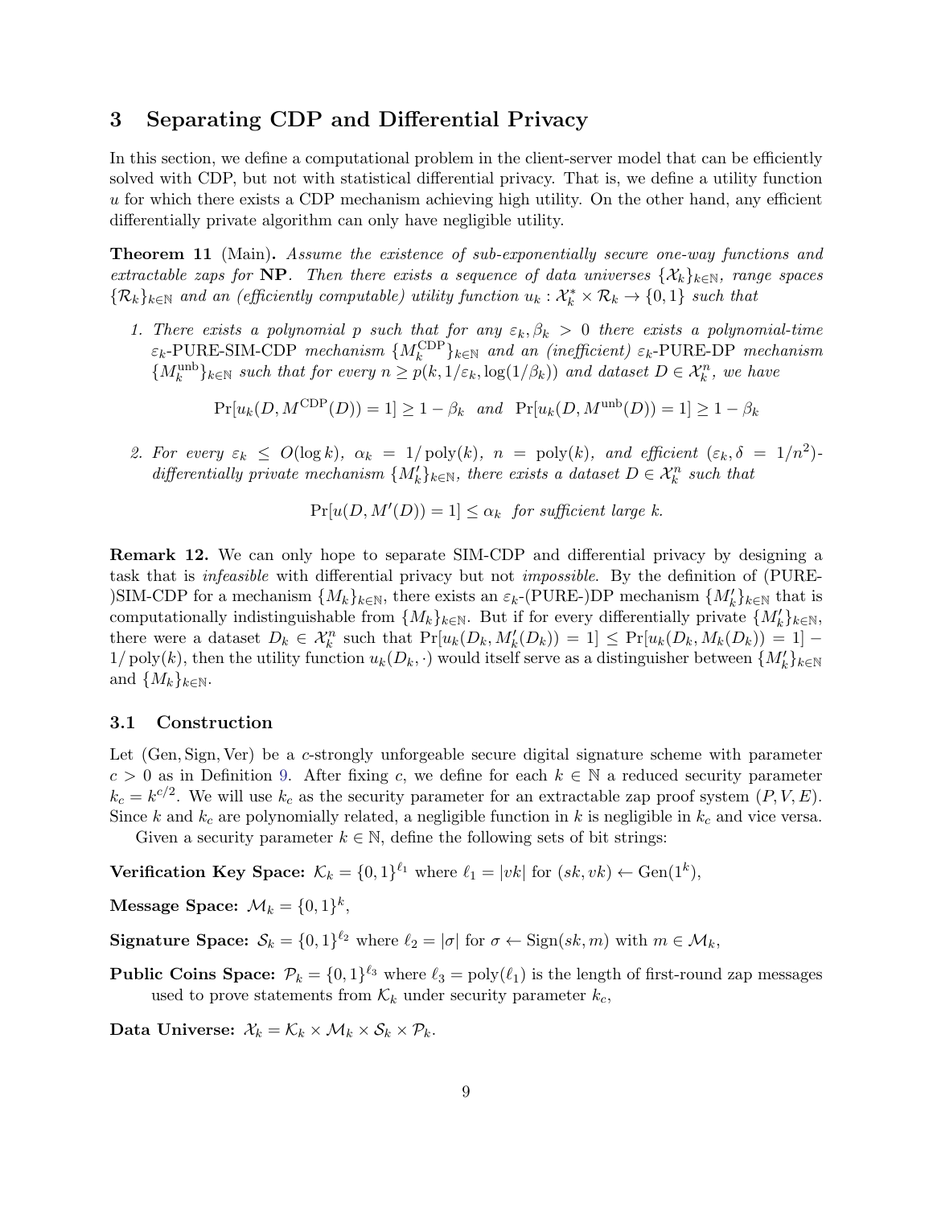## 3 Separating CDP and Differential Privacy

In this section, we define a computational problem in the client-server model that can be efficiently solved with CDP, but not with statistical differential privacy. That is, we define a utility function $u$ for which there exists a CDP mechanism achieving high utility. On the other hand, any efficient differentially private algorithm can only have negligible utility.

**Theorem 11** (Main)**.** *Assume the existence of sub-exponentially secure one-way functions and extractable zaps for* **NP**. *Then there exists a sequence of data universes $\{\mathcal{X}_k\}_{k\in\mathbb{N}}$, range spaces $\{\mathcal{R}_k\}_{k\in\mathbb{N}}$ and an (efficiently computable) utility function $u_k : \mathcal{X}_k^* \times \mathcal{R}_k \to \{0,1\}$ such that*

1. *There exists a polynomial $p$ such that for any $\varepsilon_k, \beta_k > 0$ there exists a polynomial-time $\varepsilon_k$-PURE-SIM-CDP mechanism $\{M_k^{\mathrm{CDP}}\}_{k\in\mathbb{N}}$ and an (inefficient) $\varepsilon_k$-PURE-DP mechanism $\{M_k^{\mathrm{unb}}\}_{k\in\mathbb{N}}$ such that for every $n \geq p(k, 1/\varepsilon_k, \log(1/\beta_k))$ and dataset $D \in \mathcal{X}_k^n$, we have*

$$\Pr[u_k(D, M^{\mathrm{CDP}}(D)) = 1] \geq 1 - \beta_k \quad \text{and} \quad \Pr[u_k(D, M^{\mathrm{unb}}(D)) = 1] \geq 1 - \beta_k$$

2. *For every $\varepsilon_k \leq O(\log k)$, $\alpha_k = 1/\mathrm{poly}(k)$, $n = \mathrm{poly}(k)$, and efficient $(\varepsilon_k, \delta = 1/n^2)$-differentially private mechanism $\{M_k'\}_{k\in\mathbb{N}}$, there exists a dataset $D \in \mathcal{X}_k^n$ such that*

$$\Pr[u(D, M'(D)) = 1] \leq \alpha_k \quad \textit{for sufficient large } k.$$

**Remark 12.** We can only hope to separate SIM-CDP and differential privacy by designing a task that is *infeasible* with differential privacy but not *impossible*. By the definition of (PURE-)SIM-CDP for a mechanism $\{M_k\}_{k\in\mathbb{N}}$, there exists an $\varepsilon_k$-(PURE-)DP mechanism $\{M_k'\}_{k\in\mathbb{N}}$ that is computationally indistinguishable from $\{M_k\}_{k\in\mathbb{N}}$. But if for every differentially private $\{M_k'\}_{k\in\mathbb{N}}$, there were a dataset $D_k \in \mathcal{X}_k^n$ such that $\Pr[u_k(D_k, M_k'(D_k)) = 1] \leq \Pr[u_k(D_k, M_k(D_k)) = 1] - 1/\mathrm{poly}(k)$, then the utility function $u_k(D_k, \cdot)$ would itself serve as a distinguisher between $\{M_k'\}_{k\in\mathbb{N}}$ and $\{M_k\}_{k\in\mathbb{N}}$.

### 3.1 Construction

Let (Gen, Sign, Ver) be a $c$-strongly unforgeable secure digital signature scheme with parameter $c > 0$ as in Definition 9. After fixing $c$, we define for each $k \in \mathbb{N}$ a reduced security parameter $k_c = k^{c/2}$. We will use $k_c$ as the security parameter for an extractable zap proof system $(P, V, E)$. Since $k$ and $k_c$ are polynomially related, a negligible function in $k$ is negligible in $k_c$ and vice versa.

Given a security parameter $k \in \mathbb{N}$, define the following sets of bit strings:

**Verification Key Space:** $\mathcal{K}_k = \{0,1\}^{\ell_1}$ where $\ell_1 = |vk|$ for $(sk, vk) \leftarrow \mathrm{Gen}(1^k)$,

**Message Space:** $\mathcal{M}_k = \{0,1\}^k$,

**Signature Space:** $\mathcal{S}_k = \{0,1\}^{\ell_2}$ where $\ell_2 = |\sigma|$ for $\sigma \leftarrow \mathrm{Sign}(sk, m)$ with $m \in \mathcal{M}_k$,

**Public Coins Space:** $\mathcal{P}_k = \{0,1\}^{\ell_3}$ where $\ell_3 = \mathrm{poly}(\ell_1)$ is the length of first-round zap messages used to prove statements from $\mathcal{K}_k$ under security parameter $k_c$,

**Data Universe:** $\mathcal{X}_k = \mathcal{K}_k \times \mathcal{M}_k \times \mathcal{S}_k \times \mathcal{P}_k$.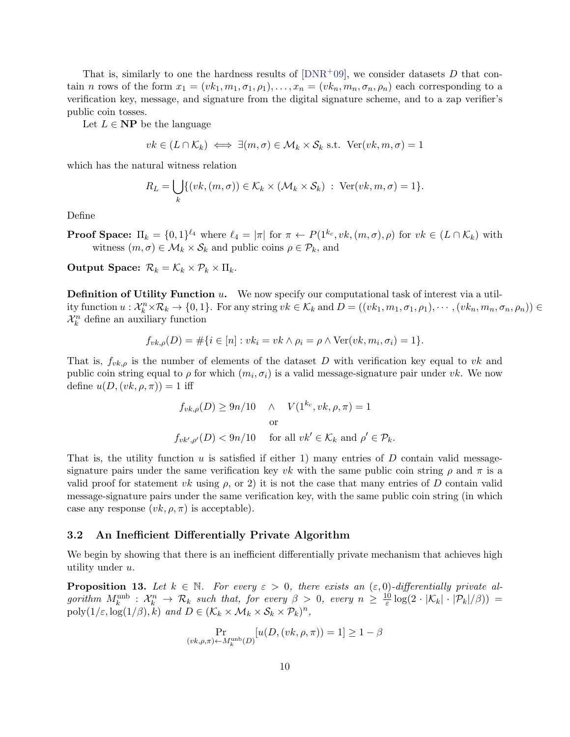That is, similarly to one the hardness results of [DNR+09], we consider datasets $D$ that contain $n$ rows of the form $x_1 = (vk_1, m_1, \sigma_1, \rho_1), \ldots, x_n = (vk_n, m_n, \sigma_n, \rho_n)$ each corresponding to a verification key, message, and signature from the digital signature scheme, and to a zap verifier's public coin tosses.

Let $L \in \mathbf{NP}$ be the language

$$vk \in (L \cap \mathcal{K}_k) \iff \exists (m, \sigma) \in \mathcal{M}_k \times \mathcal{S}_k \text{ s.t. } \mathrm{Ver}(vk, m, \sigma) = 1$$

which has the natural witness relation

$$R_L = \bigcup_k \{(vk, (m, \sigma)) \in \mathcal{K}_k \times (\mathcal{M}_k \times \mathcal{S}_k) \ : \ \mathrm{Ver}(vk, m, \sigma) = 1\}.$$

Define

**Proof Space:** $\Pi_k = \{0,1\}^{\ell_4}$ where $\ell_4 = |\pi|$ for $\pi \leftarrow P(1^{k_c}, vk, (m, \sigma), \rho)$ for $vk \in (L \cap \mathcal{K}_k)$ with witness $(m, \sigma) \in \mathcal{M}_k \times \mathcal{S}_k$ and public coins $\rho \in \mathcal{P}_k$, and

**Output Space:** $\mathcal{R}_k = \mathcal{K}_k \times \mathcal{P}_k \times \Pi_k$.

**Definition of Utility Function $u$.** We now specify our computational task of interest via a utility function $u : \mathcal{X}_k^n \times \mathcal{R}_k \to \{0,1\}$. For any string $vk \in \mathcal{K}_k$ and $D = ((vk_1, m_1, \sigma_1, \rho_1), \cdots, (vk_n, m_n, \sigma_n, \rho_n)) \in \mathcal{X}_k^n$ define an auxiliary function

$$f_{vk,\rho}(D) = \#\{i \in [n] : vk_i = vk \wedge \rho_i = \rho \wedge \mathrm{Ver}(vk, m_i, \sigma_i) = 1\}.$$

That is, $f_{vk,\rho}$ is the number of elements of the dataset $D$ with verification key equal to $vk$ and public coin string equal to $\rho$ for which $(m_i, \sigma_i)$ is a valid message-signature pair under $vk$. We now define $u(D, (vk, \rho, \pi)) = 1$ iff

$$\begin{gathered} f_{vk,\rho}(D) \geq 9n/10 \quad \wedge \quad V(1^{k_c}, vk, \rho, \pi) = 1 \\ \text{or} \\ f_{vk',\rho'}(D) < 9n/10 \quad \text{for all } vk' \in \mathcal{K}_k \text{ and } \rho' \in \mathcal{P}_k. \end{gathered}$$

That is, the utility function $u$ is satisfied if either 1) many entries of $D$ contain valid message-signature pairs under the same verification key $vk$ with the same public coin string $\rho$ and $\pi$ is a valid proof for statement $vk$ using $\rho$, or 2) it is not the case that many entries of $D$ contain valid message-signature pairs under the same verification key, with the same public coin string (in which case any response $(vk, \rho, \pi)$ is acceptable).

### 3.2 An Inefficient Differentially Private Algorithm

We begin by showing that there is an inefficient differentially private mechanism that achieves high utility under $u$.

**Proposition 13.** *Let $k \in \mathbb{N}$. For every $\varepsilon > 0$, there exists an $(\varepsilon, 0)$-differentially private algorithm $M_k^{\mathrm{unb}} : \mathcal{X}_k^n \to \mathcal{R}_k$ such that, for every $\beta > 0$, every $n \geq \frac{10}{\varepsilon} \log(2 \cdot |\mathcal{K}_k| \cdot |\mathcal{P}_k|/\beta)) = \mathrm{poly}(1/\varepsilon, \log(1/\beta), k)$ and $D \in (\mathcal{K}_k \times \mathcal{M}_k \times \mathcal{S}_k \times \mathcal{P}_k)^n$,*

$$\Pr_{(vk,\rho,\pi) \leftarrow M_k^{\mathrm{unb}}(D)}[u(D, (vk, \rho, \pi)) = 1] \geq 1 - \beta$$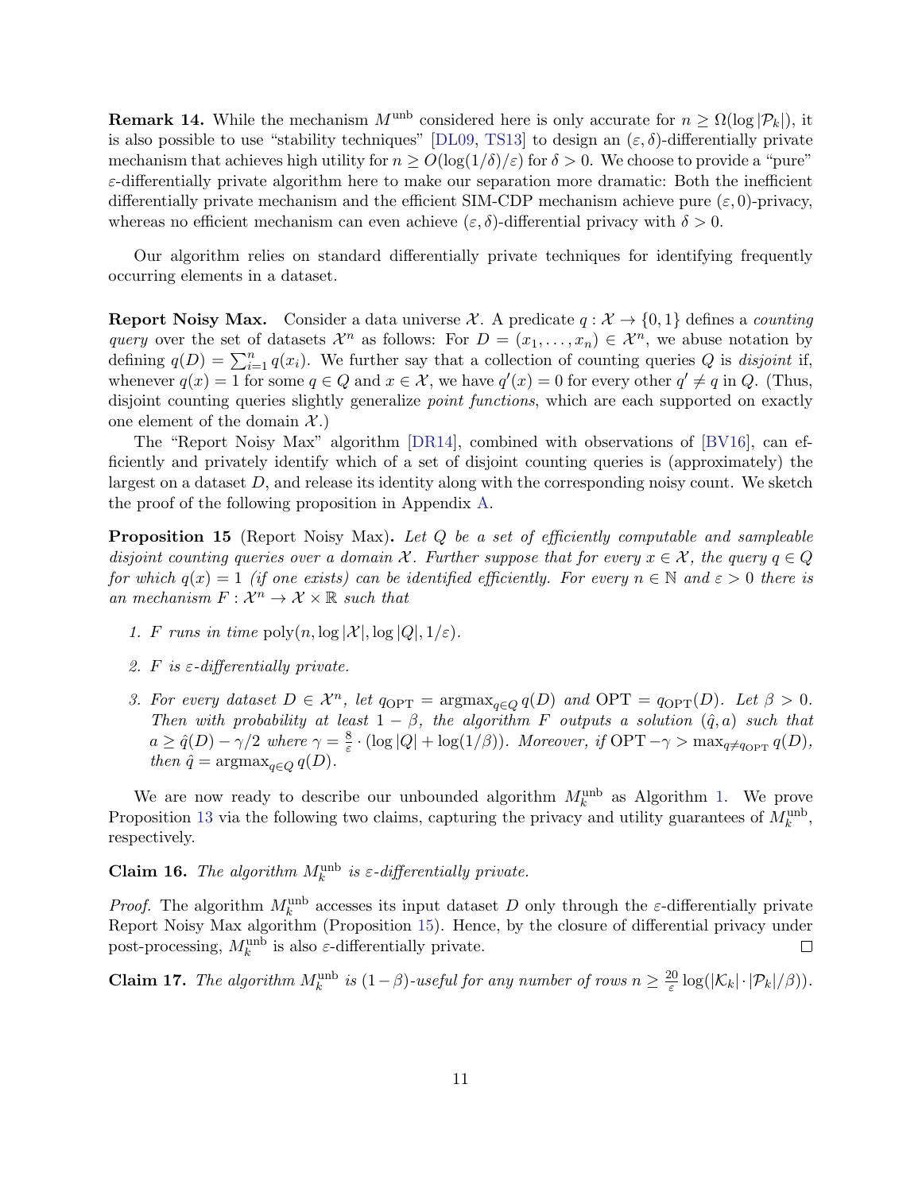**Remark 14.** While the mechanism $M^{\text{unb}}$ considered here is only accurate for $n \geq \Omega(\log |\mathcal{P}_k|)$, it is also possible to use "stability techniques" [DL09, TS13] to design an $(\varepsilon, \delta)$-differentially private mechanism that achieves high utility for $n \geq O(\log(1/\delta)/\varepsilon)$ for $\delta > 0$. We choose to provide a "pure" $\varepsilon$-differentially private algorithm here to make our separation more dramatic: Both the inefficient differentially private mechanism and the efficient SIM-CDP mechanism achieve pure $(\varepsilon, 0)$-privacy, whereas no efficient mechanism can even achieve $(\varepsilon, \delta)$-differential privacy with $\delta > 0$.

Our algorithm relies on standard differentially private techniques for identifying frequently occurring elements in a dataset.

**Report Noisy Max.** Consider a data universe $\mathcal{X}$. A predicate $q : \mathcal{X} \to \{0, 1\}$ defines a *counting query* over the set of datasets $\mathcal{X}^n$ as follows: For $D = (x_1, \dots, x_n) \in \mathcal{X}^n$, we abuse notation by defining $q(D) = \sum_{i=1}^n q(x_i)$. We further say that a collection of counting queries $Q$ is *disjoint* if, whenever $q(x) = 1$ for some $q \in Q$ and $x \in \mathcal{X}$, we have $q'(x) = 0$ for every other $q' \neq q$ in $Q$. (Thus, disjoint counting queries slightly generalize *point functions*, which are each supported on exactly one element of the domain $\mathcal{X}$.)

The "Report Noisy Max" algorithm [DR14], combined with observations of [BV16], can efficiently and privately identify which of a set of disjoint counting queries is (approximately) the largest on a dataset $D$, and release its identity along with the corresponding noisy count. We sketch the proof of the following proposition in Appendix A.

**Proposition 15** (Report Noisy Max)**.** *Let $Q$ be a set of efficiently computable and sampleable disjoint counting queries over a domain $\mathcal{X}$. Further suppose that for every $x \in \mathcal{X}$, the query $q \in Q$ for which $q(x) = 1$ (if one exists) can be identified efficiently. For every $n \in \mathbb{N}$ and $\varepsilon > 0$ there is an mechanism $F : \mathcal{X}^n \to \mathcal{X} \times \mathbb{R}$ such that*

1. *$F$ runs in time $\text{poly}(n, \log |\mathcal{X}|, \log |Q|, 1/\varepsilon)$.*
2. *$F$ is $\varepsilon$-differentially private.*
3. *For every dataset $D \in \mathcal{X}^n$, let $q_{\text{OPT}} = \text{argmax}_{q \in Q} q(D)$ and $\text{OPT} = q_{\text{OPT}}(D)$. Let $\beta > 0$. Then with probability at least $1 - \beta$, the algorithm $F$ outputs a solution $(\hat{q}, a)$ such that $a \geq \hat{q}(D) - \gamma/2$ where $\gamma = \frac{8}{\varepsilon} \cdot (\log |Q| + \log(1/\beta))$. Moreover, if $\text{OPT} - \gamma > \max_{q \neq q_{\text{OPT}}} q(D)$, then $\hat{q} = \text{argmax}_{q \in Q} q(D)$.*

We are now ready to describe our unbounded algorithm $M_k^{\text{unb}}$ as Algorithm 1. We prove Proposition 13 via the following two claims, capturing the privacy and utility guarantees of $M_k^{\text{unb}}$, respectively.

**Claim 16.** *The algorithm $M_k^{\text{unb}}$ is $\varepsilon$-differentially private.*

*Proof.* The algorithm $M_k^{\text{unb}}$ accesses its input dataset $D$ only through the $\varepsilon$-differentially private Report Noisy Max algorithm (Proposition 15). Hence, by the closure of differential privacy under post-processing, $M_k^{\text{unb}}$ is also $\varepsilon$-differentially private. □

**Claim 17.** *The algorithm $M_k^{\text{unb}}$ is $(1-\beta)$-useful for any number of rows $n \geq \frac{20}{\varepsilon} \log(|\mathcal{K}_k| \cdot |\mathcal{P}_k|/\beta))$.*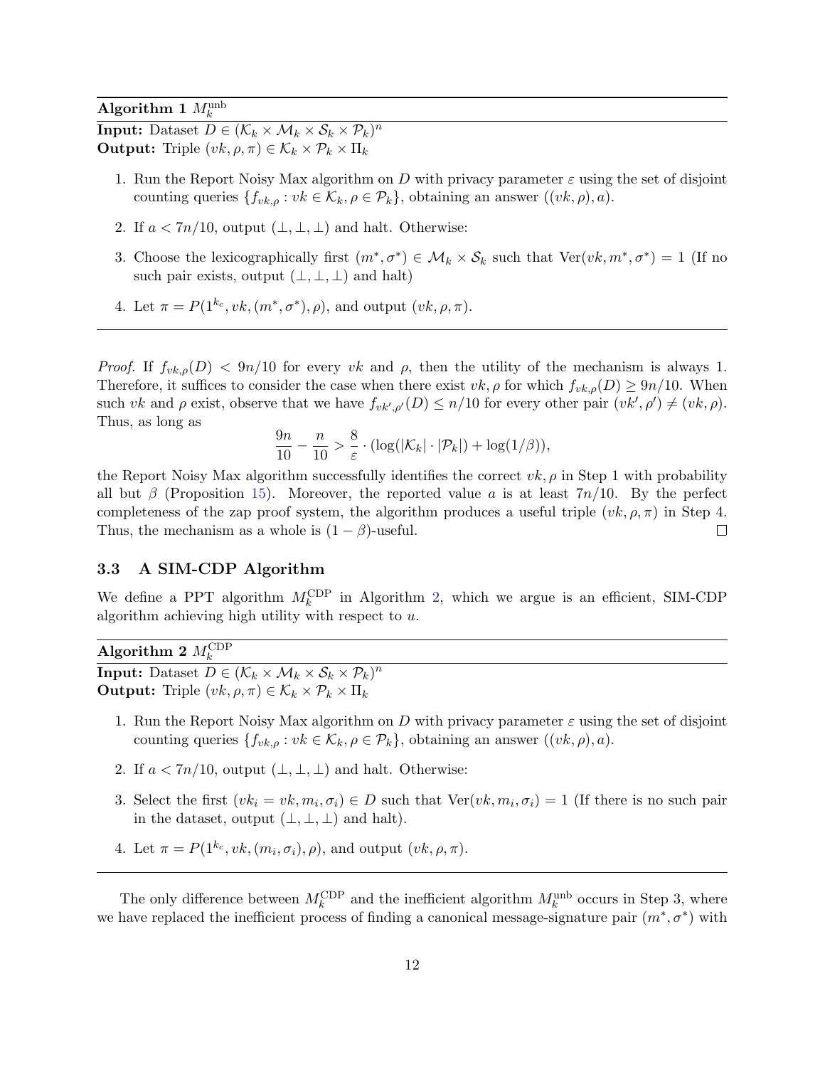**Algorithm 1** $M_k^{\text{unb}}$

**Input:** Dataset $D \in (\mathcal{K}_k \times \mathcal{M}_k \times \mathcal{S}_k \times \mathcal{P}_k)^n$
**Output:** Triple $(vk, \rho, \pi) \in \mathcal{K}_k \times \mathcal{P}_k \times \Pi_k$

1. Run the Report Noisy Max algorithm on $D$ with privacy parameter $\varepsilon$ using the set of disjoint counting queries $\{f_{vk,\rho} : vk \in \mathcal{K}_k, \rho \in \mathcal{P}_k\}$, obtaining an answer $((vk, \rho), a)$.
2. If $a < 7n/10$, output $(\perp, \perp, \perp)$ and halt. Otherwise:
3. Choose the lexicographically first $(m^*, \sigma^*) \in \mathcal{M}_k \times \mathcal{S}_k$ such that $\text{Ver}(vk, m^*, \sigma^*) = 1$ (If no such pair exists, output $(\perp, \perp, \perp)$ and halt)
4. Let $\pi = P(1^{k_c}, vk, (m^*, \sigma^*), \rho)$, and output $(vk, \rho, \pi)$.

---

*Proof.* If $f_{vk,\rho}(D) < 9n/10$ for every $vk$ and $\rho$, then the utility of the mechanism is always 1. Therefore, it suffices to consider the case when there exist $vk, \rho$ for which $f_{vk,\rho}(D) \geq 9n/10$. When such $vk$ and $\rho$ exist, observe that we have $f_{vk',\rho'}(D) \leq n/10$ for every other pair $(vk', \rho') \neq (vk, \rho)$. Thus, as long as

$$\frac{9n}{10} - \frac{n}{10} > \frac{8}{\varepsilon} \cdot (\log(|\mathcal{K}_k| \cdot |\mathcal{P}_k|) + \log(1/\beta)),$$

the Report Noisy Max algorithm successfully identifies the correct $vk, \rho$ in Step 1 with probability all but $\beta$ (Proposition 15). Moreover, the reported value $a$ is at least $7n/10$. By the perfect completeness of the zap proof system, the algorithm produces a useful triple $(vk, \rho, \pi)$ in Step 4. Thus, the mechanism as a whole is $(1 - \beta)$-useful. □

### 3.3 A SIM-CDP Algorithm

We define a PPT algorithm $M_k^{\text{CDP}}$ in Algorithm 2, which we argue is an efficient, SIM-CDP algorithm achieving high utility with respect to $u$.

**Algorithm 2** $M_k^{\text{CDP}}$

**Input:** Dataset $D \in (\mathcal{K}_k \times \mathcal{M}_k \times \mathcal{S}_k \times \mathcal{P}_k)^n$
**Output:** Triple $(vk, \rho, \pi) \in \mathcal{K}_k \times \mathcal{P}_k \times \Pi_k$

1. Run the Report Noisy Max algorithm on $D$ with privacy parameter $\varepsilon$ using the set of disjoint counting queries $\{f_{vk,\rho} : vk \in \mathcal{K}_k, \rho \in \mathcal{P}_k\}$, obtaining an answer $((vk, \rho), a)$.
2. If $a < 7n/10$, output $(\perp, \perp, \perp)$ and halt. Otherwise:
3. Select the first $(vk_i = vk, m_i, \sigma_i) \in D$ such that $\text{Ver}(vk, m_i, \sigma_i) = 1$ (If there is no such pair in the dataset, output $(\perp, \perp, \perp)$ and halt).
4. Let $\pi = P(1^{k_c}, vk, (m_i, \sigma_i), \rho)$, and output $(vk, \rho, \pi)$.

---

The only difference between $M_k^{\text{CDP}}$ and the inefficient algorithm $M_k^{\text{unb}}$ occurs in Step 3, where we have replaced the inefficient process of finding a canonical message-signature pair $(m^*, \sigma^*)$ with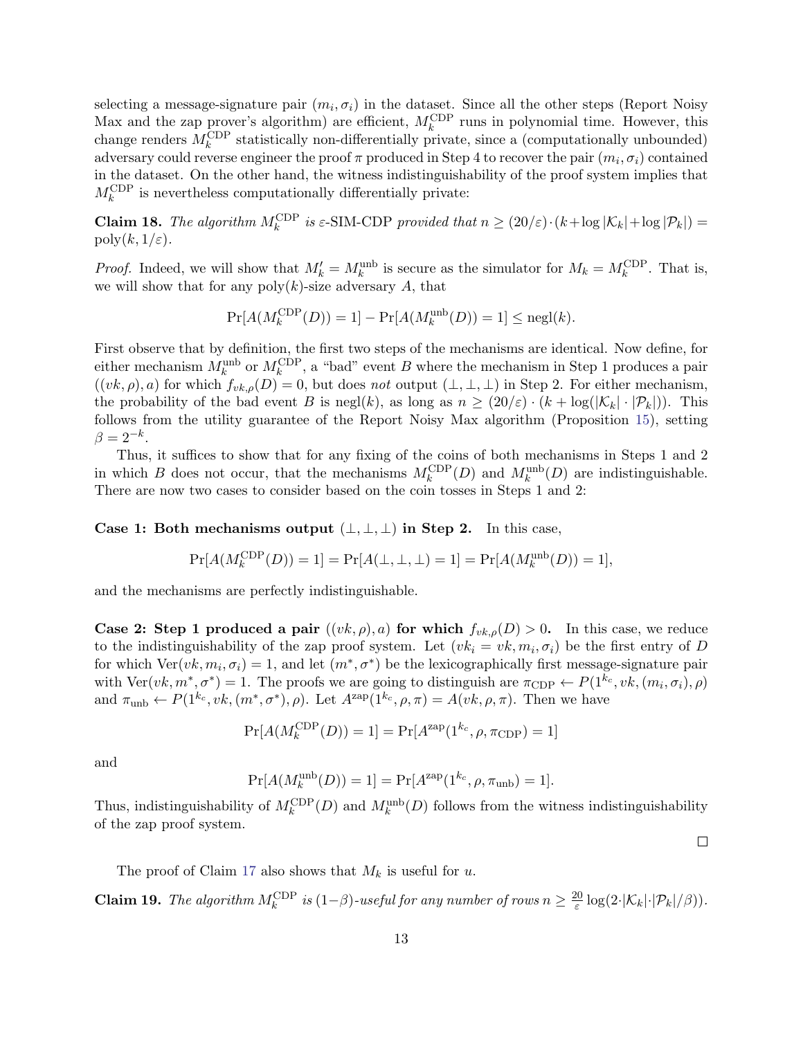selecting a message-signature pair $(m_i, \sigma_i)$ in the dataset. Since all the other steps (Report Noisy Max and the zap prover's algorithm) are efficient, $M_k^{\mathrm{CDP}}$ runs in polynomial time. However, this change renders $M_k^{\mathrm{CDP}}$ statistically non-differentially private, since a (computationally unbounded) adversary could reverse engineer the proof $\pi$ produced in Step 4 to recover the pair $(m_i, \sigma_i)$ contained in the dataset. On the other hand, the witness indistinguishability of the proof system implies that $M_k^{\mathrm{CDP}}$ is nevertheless computationally differentially private:

**Claim 18.** *The algorithm $M_k^{\mathrm{CDP}}$ is $\varepsilon$-SIM-CDP provided that $n \geq (20/\varepsilon)\cdot(k+\log|\mathcal{K}_k|+\log|\mathcal{P}_k|) = \mathrm{poly}(k, 1/\varepsilon)$.*

*Proof.* Indeed, we will show that $M'_k = M_k^{\mathrm{unb}}$ is secure as the simulator for $M_k = M_k^{\mathrm{CDP}}$. That is, we will show that for any $\mathrm{poly}(k)$-size adversary $A$, that

$$\Pr[A(M_k^{\mathrm{CDP}}(D)) = 1] - \Pr[A(M_k^{\mathrm{unb}}(D)) = 1] \leq \mathrm{negl}(k).$$

First observe that by definition, the first two steps of the mechanisms are identical. Now define, for either mechanism $M_k^{\mathrm{unb}}$ or $M_k^{\mathrm{CDP}}$, a "bad" event $B$ where the mechanism in Step 1 produces a pair $((vk, \rho), a)$ for which $f_{vk,\rho}(D) = 0$, but does *not* output $(\perp, \perp, \perp)$ in Step 2. For either mechanism, the probability of the bad event $B$ is $\mathrm{negl}(k)$, as long as $n \geq (20/\varepsilon)\cdot(k + \log(|\mathcal{K}_k|\cdot|\mathcal{P}_k|))$. This follows from the utility guarantee of the Report Noisy Max algorithm (Proposition 15), setting $\beta = 2^{-k}$.

Thus, it suffices to show that for any fixing of the coins of both mechanisms in Steps 1 and 2 in which $B$ does not occur, that the mechanisms $M_k^{\mathrm{CDP}}(D)$ and $M_k^{\mathrm{unb}}(D)$ are indistinguishable. There are now two cases to consider based on the coin tosses in Steps 1 and 2:

**Case 1: Both mechanisms output $(\perp, \perp, \perp)$ in Step 2.** In this case,

$$\Pr[A(M_k^{\mathrm{CDP}}(D)) = 1] = \Pr[A(\perp, \perp, \perp) = 1] = \Pr[A(M_k^{\mathrm{unb}}(D)) = 1],$$

and the mechanisms are perfectly indistinguishable.

**Case 2: Step 1 produced a pair $((vk, \rho), a)$ for which $f_{vk,\rho}(D) > 0$.** In this case, we reduce to the indistinguishability of the zap proof system. Let $(vk_i = vk, m_i, \sigma_i)$ be the first entry of $D$ for which $\mathrm{Ver}(vk, m_i, \sigma_i) = 1$, and let $(m^*, \sigma^*)$ be the lexicographically first message-signature pair with $\mathrm{Ver}(vk, m^*, \sigma^*) = 1$. The proofs we are going to distinguish are $\pi_{\mathrm{CDP}} \leftarrow P(1^{k_c}, vk, (m_i, \sigma_i), \rho)$ and $\pi_{\mathrm{unb}} \leftarrow P(1^{k_c}, vk, (m^*, \sigma^*), \rho)$. Let $A^{\mathrm{zap}}(1^{k_c}, \rho, \pi) = A(vk, \rho, \pi)$. Then we have

$$\Pr[A(M_k^{\mathrm{CDP}}(D)) = 1] = \Pr[A^{\mathrm{zap}}(1^{k_c}, \rho, \pi_{\mathrm{CDP}}) = 1]$$

and

$$\Pr[A(M_k^{\mathrm{unb}}(D)) = 1] = \Pr[A^{\mathrm{zap}}(1^{k_c}, \rho, \pi_{\mathrm{unb}}) = 1].$$

Thus, indistinguishability of $M_k^{\mathrm{CDP}}(D)$ and $M_k^{\mathrm{unb}}(D)$ follows from the witness indistinguishability of the zap proof system.

□

The proof of Claim 17 also shows that $M_k$ is useful for $u$.

**Claim 19.** *The algorithm $M_k^{\mathrm{CDP}}$ is $(1-\beta)$-useful for any number of rows $n \geq \frac{20}{\varepsilon}\log(2\cdot|\mathcal{K}_k|\cdot|\mathcal{P}_k|/\beta))$.*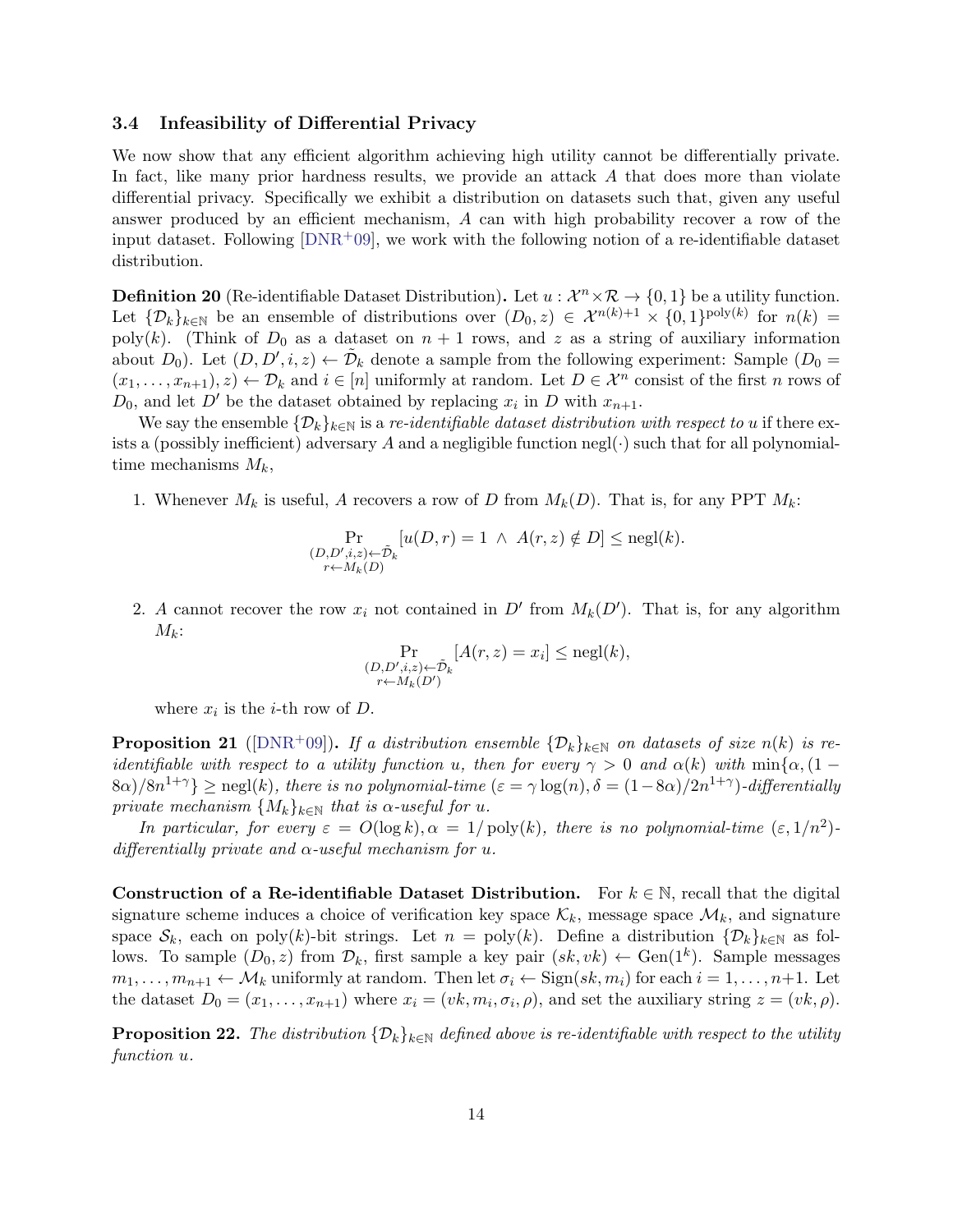### 3.4 Infeasibility of Differential Privacy

We now show that any efficient algorithm achieving high utility cannot be differentially private. In fact, like many prior hardness results, we provide an attack $A$ that does more than violate differential privacy. Specifically we exhibit a distribution on datasets such that, given any useful answer produced by an efficient mechanism, $A$ can with high probability recover a row of the input dataset. Following [DNR+09], we work with the following notion of a re-identifiable dataset distribution.

**Definition 20** (Re-identifiable Dataset Distribution)**.** Let $u : \mathcal{X}^n \times \mathcal{R} \to \{0,1\}$ be a utility function. Let $\{\mathcal{D}_k\}_{k\in\mathbb{N}}$ be an ensemble of distributions over $(D_0, z) \in \mathcal{X}^{n(k)+1} \times \{0,1\}^{\mathrm{poly}(k)}$ for $n(k) = \mathrm{poly}(k)$. (Think of $D_0$ as a dataset on $n+1$ rows, and $z$ as a string of auxiliary information about $D_0$). Let $(D, D', i, z) \leftarrow \tilde{\mathcal{D}}_k$ denote a sample from the following experiment: Sample $(D_0 = (x_1, \ldots, x_{n+1}), z) \leftarrow \mathcal{D}_k$ and $i \in [n]$ uniformly at random. Let $D \in \mathcal{X}^n$ consist of the first $n$ rows of $D_0$, and let $D'$ be the dataset obtained by replacing $x_i$ in $D$ with $x_{n+1}$.

We say the ensemble $\{\mathcal{D}_k\}_{k\in\mathbb{N}}$ is a *re-identifiable dataset distribution with respect to* $u$ if there exists a (possibly inefficient) adversary $A$ and a negligible function $\mathrm{negl}(\cdot)$ such that for all polynomial-time mechanisms $M_k$,

1. Whenever $M_k$ is useful, $A$ recovers a row of $D$ from $M_k(D)$. That is, for any PPT $M_k$:

$$\Pr_{\substack{(D,D',i,z)\leftarrow\tilde{\mathcal{D}}_k \\ r\leftarrow M_k(D)}}[u(D,r) = 1 \ \wedge \ A(r,z) \notin D] \leq \mathrm{negl}(k).$$

2. $A$ cannot recover the row $x_i$ not contained in $D'$ from $M_k(D')$. That is, for any algorithm $M_k$:

$$\Pr_{\substack{(D,D',i,z)\leftarrow\tilde{\mathcal{D}}_k \\ r\leftarrow M_k(D')}}[A(r,z) = x_i] \leq \mathrm{negl}(k),$$

   where $x_i$ is the $i$-th row of $D$.

**Proposition 21** ([DNR+09])**.** *If a distribution ensemble $\{\mathcal{D}_k\}_{k\in\mathbb{N}}$ on datasets of size $n(k)$ is re-identifiable with respect to a utility function $u$, then for every $\gamma > 0$ and $\alpha(k)$ with $\min\{\alpha, (1-8\alpha)/8n^{1+\gamma}\} \geq \mathrm{negl}(k)$, there is no polynomial-time $(\varepsilon = \gamma\log(n), \delta = (1-8\alpha)/2n^{1+\gamma})$-differentially private mechanism $\{M_k\}_{k\in\mathbb{N}}$ that is $\alpha$-useful for $u$.*

*In particular, for every $\varepsilon = O(\log k), \alpha = 1/\mathrm{poly}(k)$, there is no polynomial-time $(\varepsilon, 1/n^2)$-differentially private and $\alpha$-useful mechanism for $u$.*

**Construction of a Re-identifiable Dataset Distribution.** For $k \in \mathbb{N}$, recall that the digital signature scheme induces a choice of verification key space $\mathcal{K}_k$, message space $\mathcal{M}_k$, and signature space $\mathcal{S}_k$, each on $\mathrm{poly}(k)$-bit strings. Let $n = \mathrm{poly}(k)$. Define a distribution $\{\mathcal{D}_k\}_{k\in\mathbb{N}}$ as follows. To sample $(D_0, z)$ from $\mathcal{D}_k$, first sample a key pair $(sk, vk) \leftarrow \mathrm{Gen}(1^k)$. Sample messages $m_1, \ldots, m_{n+1} \leftarrow \mathcal{M}_k$ uniformly at random. Then let $\sigma_i \leftarrow \mathrm{Sign}(sk, m_i)$ for each $i = 1, \ldots, n+1$. Let the dataset $D_0 = (x_1, \ldots, x_{n+1})$ where $x_i = (vk, m_i, \sigma_i, \rho)$, and set the auxiliary string $z = (vk, \rho)$.

**Proposition 22.** *The distribution $\{\mathcal{D}_k\}_{k\in\mathbb{N}}$ defined above is re-identifiable with respect to the utility function $u$.*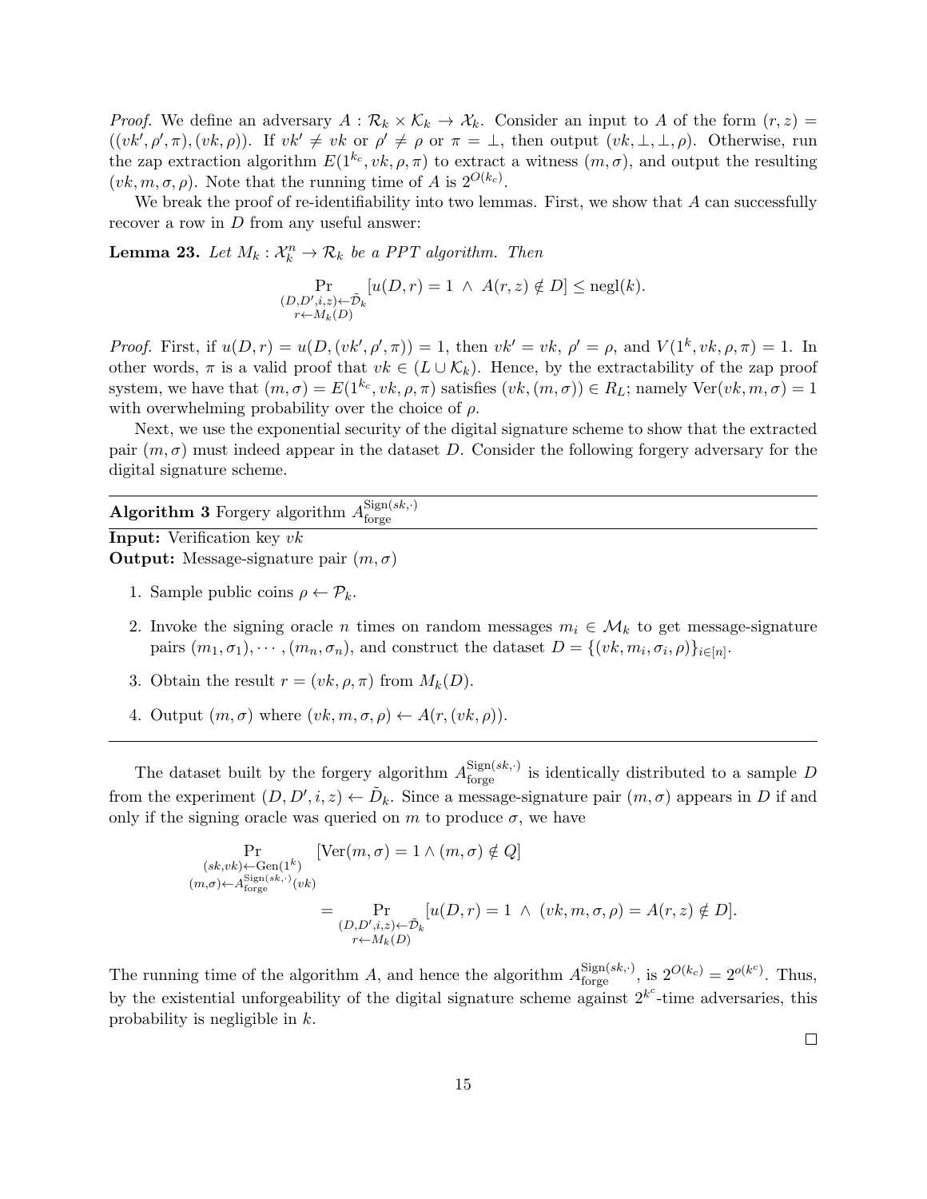*Proof.* We define an adversary $A : \mathcal{R}_k \times \mathcal{K}_k \to \mathcal{X}_k$. Consider an input to $A$ of the form $(r, z) = ((vk', \rho', \pi), (vk, \rho))$. If $vk' \neq vk$ or $\rho' \neq \rho$ or $\pi = \perp$, then output $(vk, \perp, \perp, \rho)$. Otherwise, run the zap extraction algorithm $E(1^{k_c}, vk, \rho, \pi)$ to extract a witness $(m, \sigma)$, and output the resulting $(vk, m, \sigma, \rho)$. Note that the running time of $A$ is $2^{O(k_c)}$.

We break the proof of re-identifiability into two lemmas. First, we show that $A$ can successfully recover a row in $D$ from any useful answer:

**Lemma 23.** *Let $M_k : \mathcal{X}_k^n \to \mathcal{R}_k$ be a PPT algorithm. Then*

$$\Pr_{\substack{(D,D',i,z) \leftarrow \tilde{\mathcal{D}}_k \\ r \leftarrow M_k(D)}}[u(D, r) = 1 \ \wedge \ A(r, z) \notin D] \leq \text{negl}(k).$$

*Proof.* First, if $u(D, r) = u(D, (vk', \rho', \pi)) = 1$, then $vk' = vk$, $\rho' = \rho$, and $V(1^k, vk, \rho, \pi) = 1$. In other words, $\pi$ is a valid proof that $vk \in (L \cup \mathcal{K}_k)$. Hence, by the extractability of the zap proof system, we have that $(m, \sigma) = E(1^{k_c}, vk, \rho, \pi)$ satisfies $(vk, (m, \sigma)) \in R_L$; namely $\text{Ver}(vk, m, \sigma) = 1$ with overwhelming probability over the choice of $\rho$.

Next, we use the exponential security of the digital signature scheme to show that the extracted pair $(m, \sigma)$ must indeed appear in the dataset $D$. Consider the following forgery adversary for the digital signature scheme.

---

**Algorithm 3** Forgery algorithm $A_{\text{forge}}^{\text{Sign}(sk,\cdot)}$

---

**Input:** Verification key $vk$
**Output:** Message-signature pair $(m, \sigma)$

1. Sample public coins $\rho \leftarrow \mathcal{P}_k$.
2. Invoke the signing oracle $n$ times on random messages $m_i \in \mathcal{M}_k$ to get message-signature pairs $(m_1, \sigma_1), \cdots, (m_n, \sigma_n)$, and construct the dataset $D = \{(vk, m_i, \sigma_i, \rho)\}_{i \in [n]}$.
3. Obtain the result $r = (vk, \rho, \pi)$ from $M_k(D)$.
4. Output $(m, \sigma)$ where $(vk, m, \sigma, \rho) \leftarrow A(r, (vk, \rho))$.

---

The dataset built by the forgery algorithm $A_{\text{forge}}^{\text{Sign}(sk,\cdot)}$ is identically distributed to a sample $D$ from the experiment $(D, D', i, z) \leftarrow \tilde{D}_k$. Since a message-signature pair $(m, \sigma)$ appears in $D$ if and only if the signing oracle was queried on $m$ to produce $\sigma$, we have

$$\begin{aligned}
&\Pr_{\substack{(sk,vk) \leftarrow \text{Gen}(1^k) \\ (m,\sigma) \leftarrow A_{\text{forge}}^{\text{Sign}(sk,\cdot)}(vk)}}[\text{Ver}(m, \sigma) = 1 \wedge (m, \sigma) \notin Q] \\
&\qquad\qquad = \Pr_{\substack{(D,D',i,z) \leftarrow \tilde{\mathcal{D}}_k \\ r \leftarrow M_k(D)}}[u(D, r) = 1 \ \wedge \ (vk, m, \sigma, \rho) = A(r, z) \notin D].
\end{aligned}$$

The running time of the algorithm $A$, and hence the algorithm $A_{\text{forge}}^{\text{Sign}(sk,\cdot)}$, is $2^{O(k_c)} = 2^{o(k^c)}$. Thus, by the existential unforgeability of the digital signature scheme against $2^{k^c}$-time adversaries, this probability is negligible in $k$.

$\square$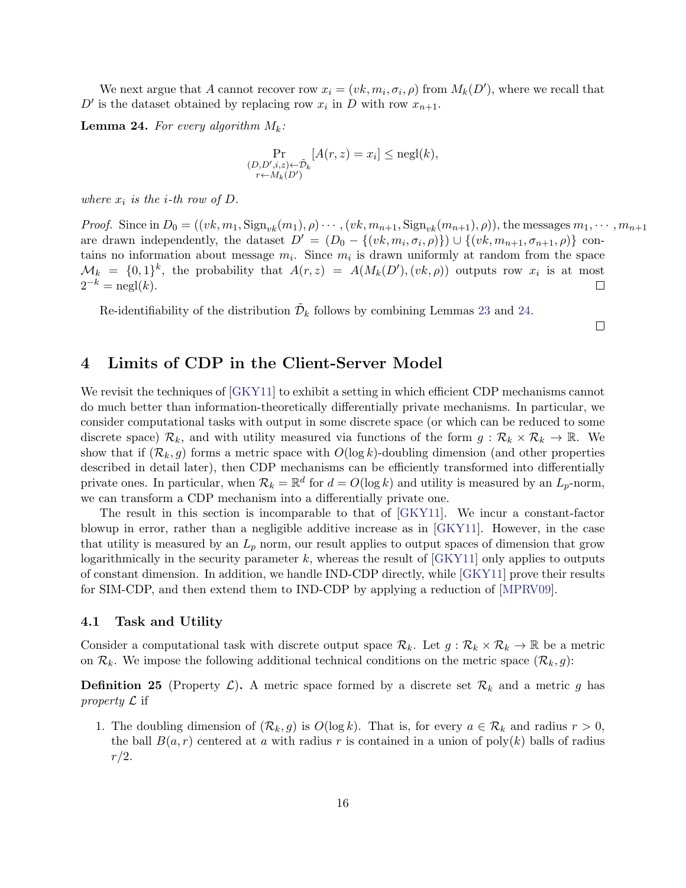We next argue that $A$ cannot recover row $x_i = (vk, m_i, \sigma_i, \rho)$ from $M_k(D')$, where we recall that $D'$ is the dataset obtained by replacing row $x_i$ in $D$ with row $x_{n+1}$.

**Lemma 24.** *For every algorithm $M_k$:*

$$\Pr_{\substack{(D,D',i,z)\leftarrow\tilde{\mathcal{D}}_k \\ r\leftarrow M_k(D')}}[A(r,z) = x_i] \leq \text{negl}(k),$$

*where $x_i$ is the $i$-th row of $D$.*

*Proof.* Since in $D_0 = ((vk, m_1, \text{Sign}_{vk}(m_1), \rho) \cdots, (vk, m_{n+1}, \text{Sign}_{vk}(m_{n+1}), \rho))$, the messages $m_1, \cdots, m_{n+1}$ are drawn independently, the dataset $D' = (D_0 - \{(vk, m_i, \sigma_i, \rho)\}) \cup \{(vk, m_{n+1}, \sigma_{n+1}, \rho)\}$ contains no information about message $m_i$. Since $m_i$ is drawn uniformly at random from the space $\mathcal{M}_k = \{0,1\}^k$, the probability that $A(r,z) = A(M_k(D'), (vk, \rho))$ outputs row $x_i$ is at most $2^{-k} = \text{negl}(k)$. □

Re-identifiability of the distribution $\tilde{\mathcal{D}}_k$ follows by combining Lemmas 23 and 24.

□

# 4 Limits of CDP in the Client-Server Model

We revisit the techniques of [GKY11] to exhibit a setting in which efficient CDP mechanisms cannot do much better than information-theoretically differentially private mechanisms. In particular, we consider computational tasks with output in some discrete space (or which can be reduced to some discrete space) $\mathcal{R}_k$, and with utility measured via functions of the form $g : \mathcal{R}_k \times \mathcal{R}_k \to \mathbb{R}$. We show that if $(\mathcal{R}_k, g)$ forms a metric space with $O(\log k)$-doubling dimension (and other properties described in detail later), then CDP mechanisms can be efficiently transformed into differentially private ones. In particular, when $\mathcal{R}_k = \mathbb{R}^d$ for $d = O(\log k)$ and utility is measured by an $L_p$-norm, we can transform a CDP mechanism into a differentially private one.

The result in this section is incomparable to that of [GKY11]. We incur a constant-factor blowup in error, rather than a negligible additive increase as in [GKY11]. However, in the case that utility is measured by an $L_p$ norm, our result applies to output spaces of dimension that grow logarithmically in the security parameter $k$, whereas the result of [GKY11] only applies to outputs of constant dimension. In addition, we handle IND-CDP directly, while [GKY11] prove their results for SIM-CDP, and then extend them to IND-CDP by applying a reduction of [MPRV09].

## 4.1 Task and Utility

Consider a computational task with discrete output space $\mathcal{R}_k$. Let $g : \mathcal{R}_k \times \mathcal{R}_k \to \mathbb{R}$ be a metric on $\mathcal{R}_k$. We impose the following additional technical conditions on the metric space $(\mathcal{R}_k, g)$:

**Definition 25** (Property $\mathcal{L}$)**.** A metric space formed by a discrete set $\mathcal{R}_k$ and a metric $g$ has *property $\mathcal{L}$* if

1. The doubling dimension of $(\mathcal{R}_k, g)$ is $O(\log k)$. That is, for every $a \in \mathcal{R}_k$ and radius $r > 0$, the ball $B(a, r)$ centered at $a$ with radius $r$ is contained in a union of $\text{poly}(k)$ balls of radius $r/2$.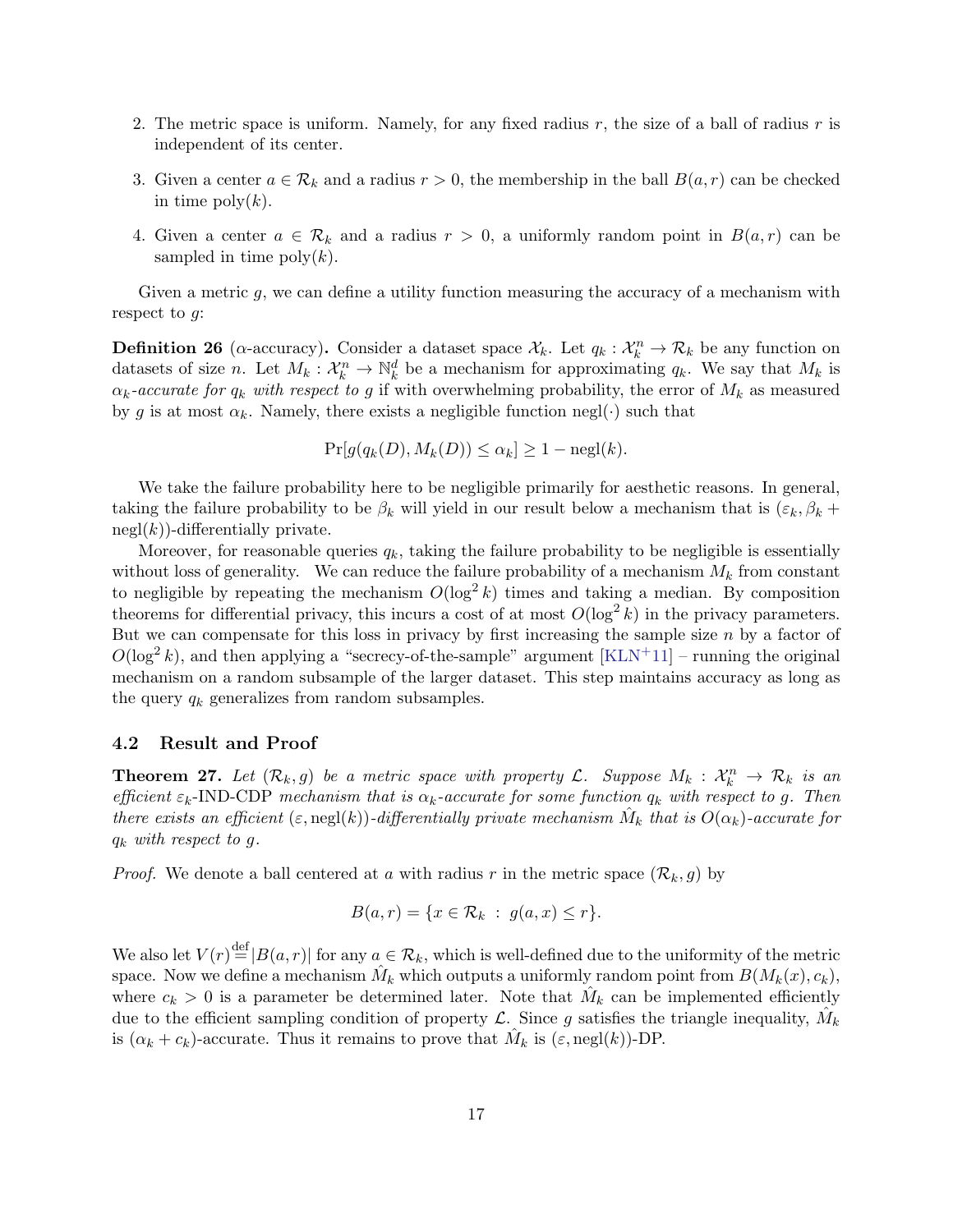2. The metric space is uniform. Namely, for any fixed radius $r$, the size of a ball of radius $r$ is independent of its center.
3. Given a center $a \in \mathcal{R}_k$ and a radius $r > 0$, the membership in the ball $B(a, r)$ can be checked in time $\text{poly}(k)$.
4. Given a center $a \in \mathcal{R}_k$ and a radius $r > 0$, a uniformly random point in $B(a, r)$ can be sampled in time $\text{poly}(k)$.

Given a metric $g$, we can define a utility function measuring the accuracy of a mechanism with respect to $g$:

**Definition 26** ($\alpha$-accuracy)**.** Consider a dataset space $\mathcal{X}_k$. Let $q_k : \mathcal{X}_k^n \to \mathcal{R}_k$ be any function on datasets of size $n$. Let $M_k : \mathcal{X}_k^n \to \mathbb{N}_k^d$ be a mechanism for approximating $q_k$. We say that $M_k$ is *$\alpha_k$-accurate for $q_k$ with respect to $g$* if with overwhelming probability, the error of $M_k$ as measured by $g$ is at most $\alpha_k$. Namely, there exists a negligible function $\text{negl}(\cdot)$ such that

$$\Pr[g(q_k(D), M_k(D)) \leq \alpha_k] \geq 1 - \text{negl}(k).$$

We take the failure probability here to be negligible primarily for aesthetic reasons. In general, taking the failure probability to be $\beta_k$ will yield in our result below a mechanism that is $(\varepsilon_k, \beta_k + \text{negl}(k))$-differentially private.

Moreover, for reasonable queries $q_k$, taking the failure probability to be negligible is essentially without loss of generality. We can reduce the failure probability of a mechanism $M_k$ from constant to negligible by repeating the mechanism $O(\log^2 k)$ times and taking a median. By composition theorems for differential privacy, this incurs a cost of at most $O(\log^2 k)$ in the privacy parameters. But we can compensate for this loss in privacy by first increasing the sample size $n$ by a factor of $O(\log^2 k)$, and then applying a "secrecy-of-the-sample" argument [KLN+11] – running the original mechanism on a random subsample of the larger dataset. This step maintains accuracy as long as the query $q_k$ generalizes from random subsamples.

### 4.2 Result and Proof

**Theorem 27.** *Let $(\mathcal{R}_k, g)$ be a metric space with property $\mathcal{L}$. Suppose $M_k : \mathcal{X}_k^n \to \mathcal{R}_k$ is an efficient $\varepsilon_k$-IND-CDP mechanism that is $\alpha_k$-accurate for some function $q_k$ with respect to $g$. Then there exists an efficient $(\varepsilon, \text{negl}(k))$-differentially private mechanism $\hat{M}_k$ that is $O(\alpha_k)$-accurate for $q_k$ with respect to $g$.*

*Proof.* We denote a ball centered at $a$ with radius $r$ in the metric space $(\mathcal{R}_k, g)$ by

$$B(a, r) = \{x \in \mathcal{R}_k \ : \ g(a, x) \leq r\}.$$

We also let $V(r) \stackrel{\text{def}}{=} |B(a, r)|$ for any $a \in \mathcal{R}_k$, which is well-defined due to the uniformity of the metric space. Now we define a mechanism $\hat{M}_k$ which outputs a uniformly random point from $B(M_k(x), c_k)$, where $c_k > 0$ is a parameter be determined later. Note that $\hat{M}_k$ can be implemented efficiently due to the efficient sampling condition of property $\mathcal{L}$. Since $g$ satisfies the triangle inequality, $\hat{M}_k$ is $(\alpha_k + c_k)$-accurate. Thus it remains to prove that $\hat{M}_k$ is $(\varepsilon, \text{negl}(k))$-DP.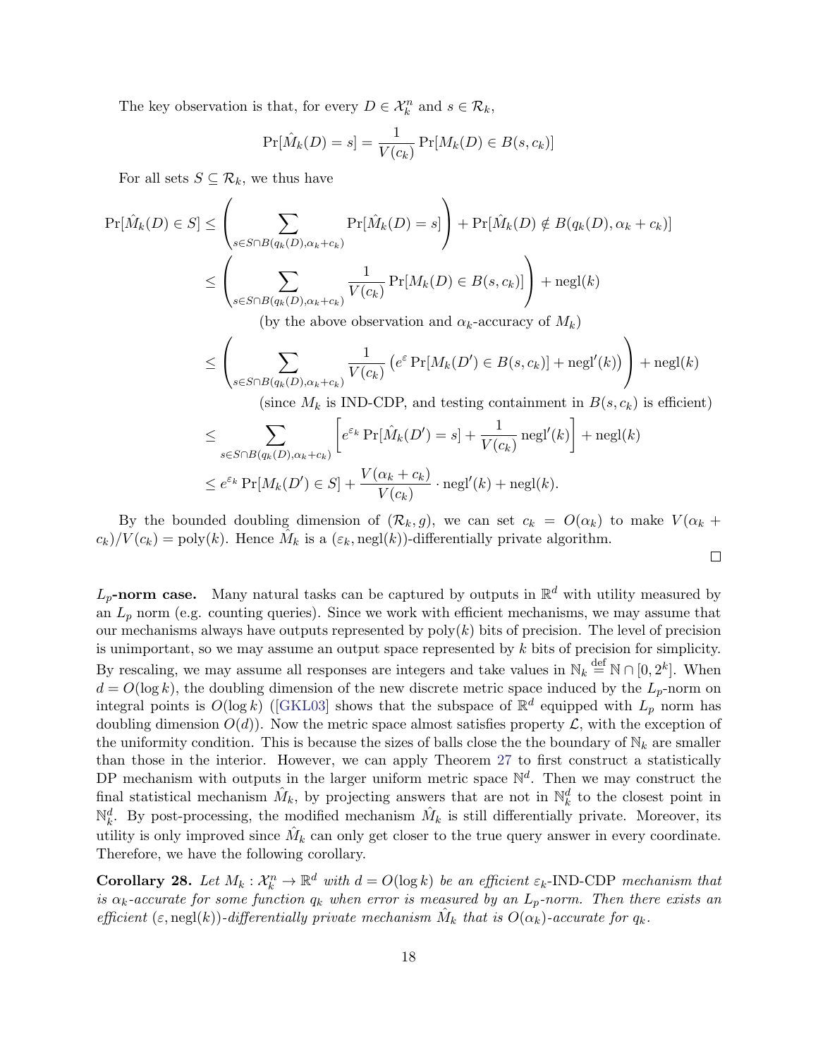The key observation is that, for every $D \in \mathcal{X}_k^n$ and $s \in \mathcal{R}_k$,

$$\Pr[\hat{M}_k(D) = s] = \frac{1}{V(c_k)} \Pr[M_k(D) \in B(s, c_k)]$$

For all sets $S \subseteq \mathcal{R}_k$, we thus have

$$\begin{aligned}
\Pr[\hat{M}_k(D) \in S] &\leq \left( \sum_{s \in S \cap B(q_k(D), \alpha_k + c_k)} \Pr[\hat{M}_k(D) = s] \right) + \Pr[\hat{M}_k(D) \notin B(q_k(D), \alpha_k + c_k)] \\
&\leq \left( \sum_{s \in S \cap B(q_k(D), \alpha_k + c_k)} \frac{1}{V(c_k)} \Pr[M_k(D) \in B(s, c_k)] \right) + \text{negl}(k) \\
&\qquad \text{(by the above observation and } \alpha_k\text{-accuracy of } M_k) \\
&\leq \left( \sum_{s \in S \cap B(q_k(D), \alpha_k + c_k)} \frac{1}{V(c_k)} \left( e^{\varepsilon} \Pr[M_k(D') \in B(s, c_k)] + \text{negl}'(k) \right) \right) + \text{negl}(k) \\
&\qquad \text{(since } M_k \text{ is IND-CDP, and testing containment in } B(s, c_k) \text{ is efficient)} \\
&\leq \sum_{s \in S \cap B(q_k(D), \alpha_k + c_k)} \left[ e^{\varepsilon_k} \Pr[\hat{M}_k(D') = s] + \frac{1}{V(c_k)} \text{negl}'(k) \right] + \text{negl}(k) \\
&\leq e^{\varepsilon_k} \Pr[M_k(D') \in S] + \frac{V(\alpha_k + c_k)}{V(c_k)} \cdot \text{negl}'(k) + \text{negl}(k).
\end{aligned}$$

By the bounded doubling dimension of $(\mathcal{R}_k, g)$, we can set $c_k = O(\alpha_k)$ to make $V(\alpha_k + c_k)/V(c_k) = \text{poly}(k)$. Hence $\hat{M}_k$ is a $(\varepsilon_k, \text{negl}(k))$-differentially private algorithm.

□

**$L_p$-norm case.** Many natural tasks can be captured by outputs in $\mathbb{R}^d$ with utility measured by an $L_p$ norm (e.g. counting queries). Since we work with efficient mechanisms, we may assume that our mechanisms always have outputs represented by $\text{poly}(k)$ bits of precision. The level of precision is unimportant, so we may assume an output space represented by $k$ bits of precision for simplicity. By rescaling, we may assume all responses are integers and take values in $\mathbb{N}_k \stackrel{\text{def}}{=} \mathbb{N} \cap [0, 2^k]$. When $d = O(\log k)$, the doubling dimension of the new discrete metric space induced by the $L_p$-norm on integral points is $O(\log k)$ ([GKL03] shows that the subspace of $\mathbb{R}^d$ equipped with $L_p$ norm has doubling dimension $O(d)$). Now the metric space almost satisfies property $\mathcal{L}$, with the exception of the uniformity condition. This is because the sizes of balls close the the boundary of $\mathbb{N}_k$ are smaller than those in the interior. However, we can apply Theorem 27 to first construct a statistically DP mechanism with outputs in the larger uniform metric space $\mathbb{N}^d$. Then we may construct the final statistical mechanism $\hat{M}_k$, by projecting answers that are not in $\mathbb{N}_k^d$ to the closest point in $\mathbb{N}_k^d$. By post-processing, the modified mechanism $\hat{M}_k$ is still differentially private. Moreover, its utility is only improved since $\hat{M}_k$ can only get closer to the true query answer in every coordinate. Therefore, we have the following corollary.

**Corollary 28.** *Let $M_k : \mathcal{X}_k^n \to \mathbb{R}^d$ with $d = O(\log k)$ be an efficient $\varepsilon_k$-IND-CDP mechanism that is $\alpha_k$-accurate for some function $q_k$ when error is measured by an $L_p$-norm. Then there exists an efficient $(\varepsilon, \text{negl}(k))$-differentially private mechanism $\hat{M}_k$ that is $O(\alpha_k)$-accurate for $q_k$.*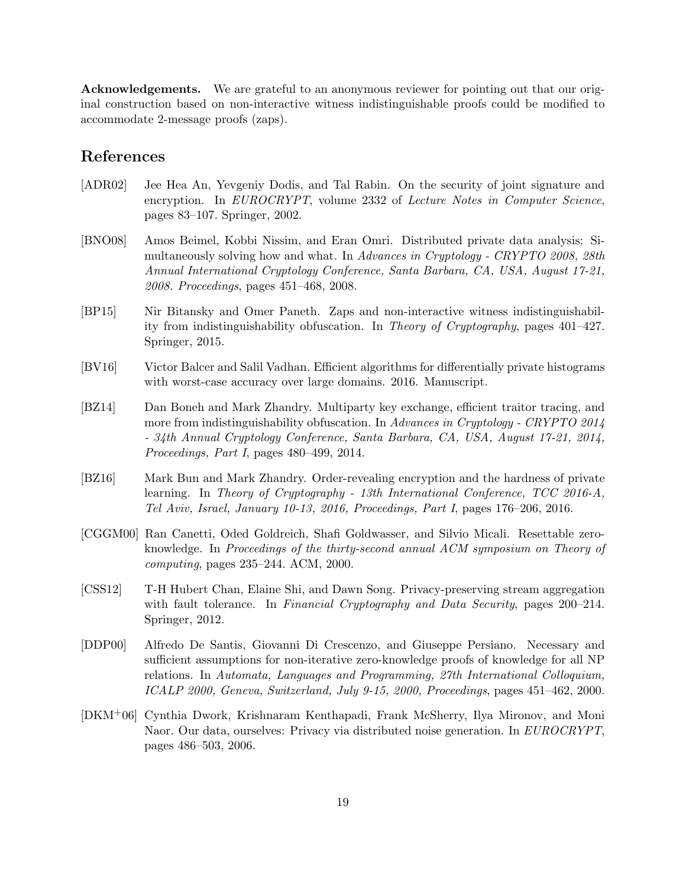**Acknowledgements.** We are grateful to an anonymous reviewer for pointing out that our original construction based on non-interactive witness indistinguishable proofs could be modified to accommodate 2-message proofs (zaps).

## References

[ADR02] Jee Hea An, Yevgeniy Dodis, and Tal Rabin. On the security of joint signature and encryption. In *EUROCRYPT*, volume 2332 of *Lecture Notes in Computer Science*, pages 83–107. Springer, 2002.

[BNO08] Amos Beimel, Kobbi Nissim, and Eran Omri. Distributed private data analysis: Simultaneously solving how and what. In *Advances in Cryptology - CRYPTO 2008, 28th Annual International Cryptology Conference, Santa Barbara, CA, USA, August 17-21, 2008. Proceedings*, pages 451–468, 2008.

[BP15] Nir Bitansky and Omer Paneth. Zaps and non-interactive witness indistinguishability from indistinguishability obfuscation. In *Theory of Cryptography*, pages 401–427. Springer, 2015.

[BV16] Victor Balcer and Salil Vadhan. Efficient algorithms for differentially private histograms with worst-case accuracy over large domains. 2016. Manuscript.

[BZ14] Dan Boneh and Mark Zhandry. Multiparty key exchange, efficient traitor tracing, and more from indistinguishability obfuscation. In *Advances in Cryptology - CRYPTO 2014 - 34th Annual Cryptology Conference, Santa Barbara, CA, USA, August 17-21, 2014, Proceedings, Part I*, pages 480–499, 2014.

[BZ16] Mark Bun and Mark Zhandry. Order-revealing encryption and the hardness of private learning. In *Theory of Cryptography - 13th International Conference, TCC 2016-A, Tel Aviv, Israel, January 10-13, 2016, Proceedings, Part I*, pages 176–206, 2016.

[CGGM00] Ran Canetti, Oded Goldreich, Shafi Goldwasser, and Silvio Micali. Resettable zero-knowledge. In *Proceedings of the thirty-second annual ACM symposium on Theory of computing*, pages 235–244. ACM, 2000.

[CSS12] T-H Hubert Chan, Elaine Shi, and Dawn Song. Privacy-preserving stream aggregation with fault tolerance. In *Financial Cryptography and Data Security*, pages 200–214. Springer, 2012.

[DDP00] Alfredo De Santis, Giovanni Di Crescenzo, and Giuseppe Persiano. Necessary and sufficient assumptions for non-iterative zero-knowledge proofs of knowledge for all NP relations. In *Automata, Languages and Programming, 27th International Colloquium, ICALP 2000, Geneva, Switzerland, July 9-15, 2000, Proceedings*, pages 451–462, 2000.

[DKM+06] Cynthia Dwork, Krishnaram Kenthapadi, Frank McSherry, Ilya Mironov, and Moni Naor. Our data, ourselves: Privacy via distributed noise generation. In *EUROCRYPT*, pages 486–503, 2006.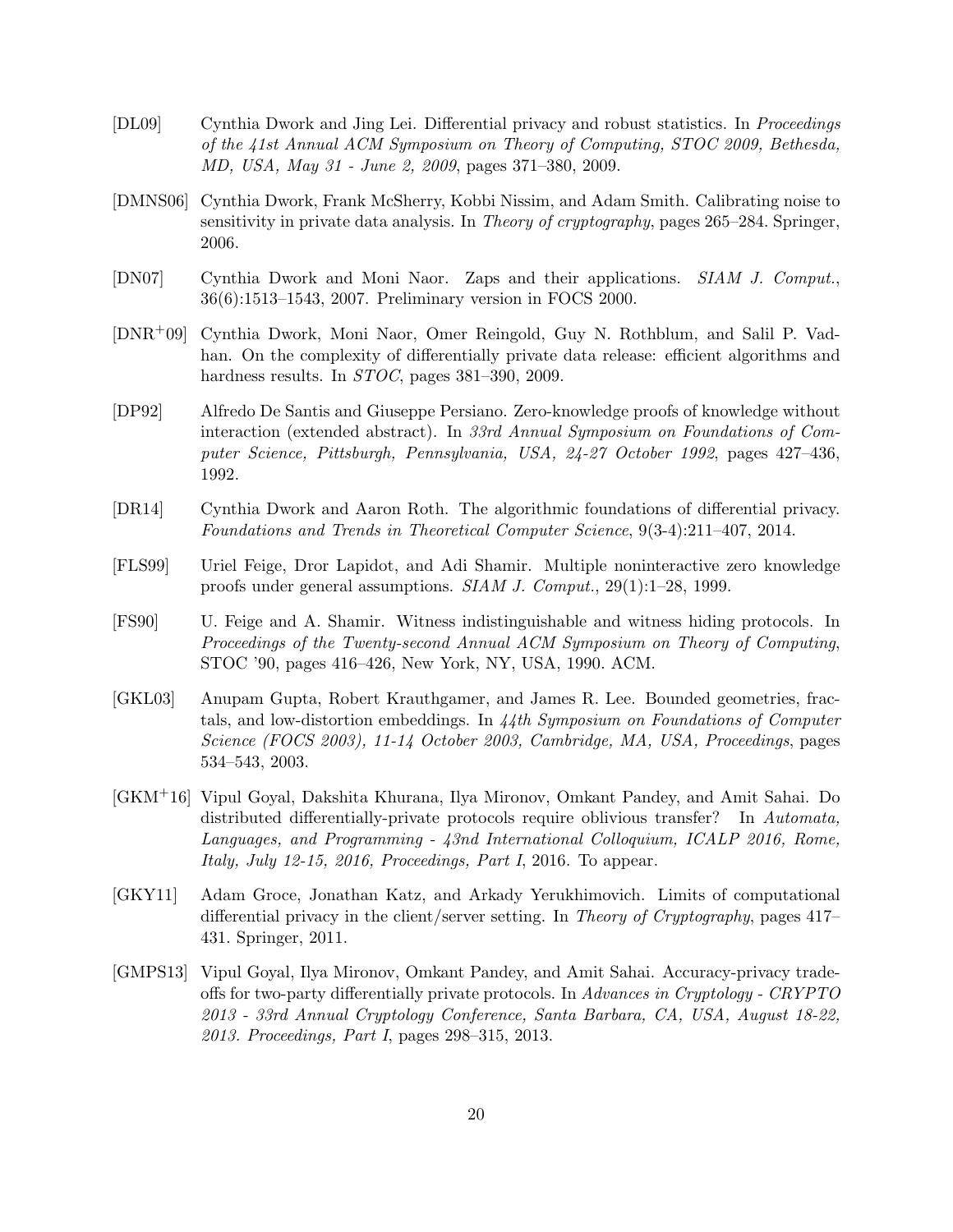[DL09] Cynthia Dwork and Jing Lei. Differential privacy and robust statistics. In *Proceedings of the 41st Annual ACM Symposium on Theory of Computing, STOC 2009, Bethesda, MD, USA, May 31 - June 2, 2009*, pages 371–380, 2009.

[DMNS06] Cynthia Dwork, Frank McSherry, Kobbi Nissim, and Adam Smith. Calibrating noise to sensitivity in private data analysis. In *Theory of cryptography*, pages 265–284. Springer, 2006.

[DN07] Cynthia Dwork and Moni Naor. Zaps and their applications. *SIAM J. Comput.*, 36(6):1513–1543, 2007. Preliminary version in FOCS 2000.

[DNR+09] Cynthia Dwork, Moni Naor, Omer Reingold, Guy N. Rothblum, and Salil P. Vadhan. On the complexity of differentially private data release: efficient algorithms and hardness results. In *STOC*, pages 381–390, 2009.

[DP92] Alfredo De Santis and Giuseppe Persiano. Zero-knowledge proofs of knowledge without interaction (extended abstract). In *33rd Annual Symposium on Foundations of Computer Science, Pittsburgh, Pennsylvania, USA, 24-27 October 1992*, pages 427–436, 1992.

[DR14] Cynthia Dwork and Aaron Roth. The algorithmic foundations of differential privacy. *Foundations and Trends in Theoretical Computer Science*, 9(3-4):211–407, 2014.

[FLS99] Uriel Feige, Dror Lapidot, and Adi Shamir. Multiple noninteractive zero knowledge proofs under general assumptions. *SIAM J. Comput.*, 29(1):1–28, 1999.

[FS90] U. Feige and A. Shamir. Witness indistinguishable and witness hiding protocols. In *Proceedings of the Twenty-second Annual ACM Symposium on Theory of Computing*, STOC '90, pages 416–426, New York, NY, USA, 1990. ACM.

[GKL03] Anupam Gupta, Robert Krauthgamer, and James R. Lee. Bounded geometries, fractals, and low-distortion embeddings. In *44th Symposium on Foundations of Computer Science (FOCS 2003), 11-14 October 2003, Cambridge, MA, USA, Proceedings*, pages 534–543, 2003.

[GKM+16] Vipul Goyal, Dakshita Khurana, Ilya Mironov, Omkant Pandey, and Amit Sahai. Do distributed differentially-private protocols require oblivious transfer? In *Automata, Languages, and Programming - 43nd International Colloquium, ICALP 2016, Rome, Italy, July 12-15, 2016, Proceedings, Part I*, 2016. To appear.

[GKY11] Adam Groce, Jonathan Katz, and Arkady Yerukhimovich. Limits of computational differential privacy in the client/server setting. In *Theory of Cryptography*, pages 417–431. Springer, 2011.

[GMPS13] Vipul Goyal, Ilya Mironov, Omkant Pandey, and Amit Sahai. Accuracy-privacy tradeoffs for two-party differentially private protocols. In *Advances in Cryptology - CRYPTO 2013 - 33rd Annual Cryptology Conference, Santa Barbara, CA, USA, August 18-22, 2013. Proceedings, Part I*, pages 298–315, 2013.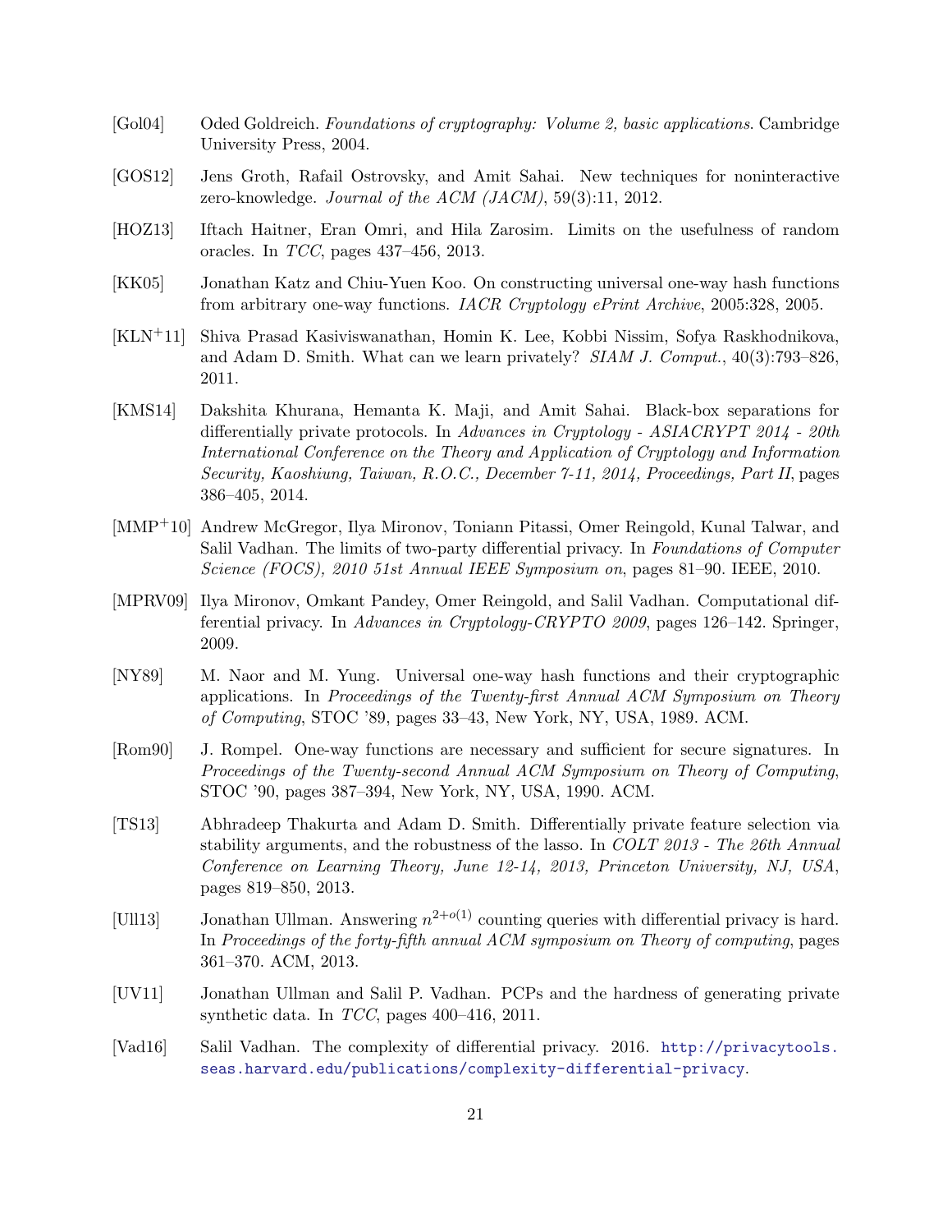- [Gol04] Oded Goldreich. *Foundations of cryptography: Volume 2, basic applications*. Cambridge University Press, 2004.

- [GOS12] Jens Groth, Rafail Ostrovsky, and Amit Sahai. New techniques for noninteractive zero-knowledge. *Journal of the ACM (JACM)*, 59(3):11, 2012.

- [HOZ13] Iftach Haitner, Eran Omri, and Hila Zarosim. Limits on the usefulness of random oracles. In *TCC*, pages 437–456, 2013.

- [KK05] Jonathan Katz and Chiu-Yuen Koo. On constructing universal one-way hash functions from arbitrary one-way functions. *IACR Cryptology ePrint Archive*, 2005:328, 2005.

- [KLN+11] Shiva Prasad Kasiviswanathan, Homin K. Lee, Kobbi Nissim, Sofya Raskhodnikova, and Adam D. Smith. What can we learn privately? *SIAM J. Comput.*, 40(3):793–826, 2011.

- [KMS14] Dakshita Khurana, Hemanta K. Maji, and Amit Sahai. Black-box separations for differentially private protocols. In *Advances in Cryptology - ASIACRYPT 2014 - 20th International Conference on the Theory and Application of Cryptology and Information Security, Kaoshiung, Taiwan, R.O.C., December 7-11, 2014, Proceedings, Part II*, pages 386–405, 2014.

- [MMP+10] Andrew McGregor, Ilya Mironov, Toniann Pitassi, Omer Reingold, Kunal Talwar, and Salil Vadhan. The limits of two-party differential privacy. In *Foundations of Computer Science (FOCS), 2010 51st Annual IEEE Symposium on*, pages 81–90. IEEE, 2010.

- [MPRV09] Ilya Mironov, Omkant Pandey, Omer Reingold, and Salil Vadhan. Computational differential privacy. In *Advances in Cryptology-CRYPTO 2009*, pages 126–142. Springer, 2009.

- [NY89] M. Naor and M. Yung. Universal one-way hash functions and their cryptographic applications. In *Proceedings of the Twenty-first Annual ACM Symposium on Theory of Computing*, STOC '89, pages 33–43, New York, NY, USA, 1989. ACM.

- [Rom90] J. Rompel. One-way functions are necessary and sufficient for secure signatures. In *Proceedings of the Twenty-second Annual ACM Symposium on Theory of Computing*, STOC '90, pages 387–394, New York, NY, USA, 1990. ACM.

- [TS13] Abhradeep Thakurta and Adam D. Smith. Differentially private feature selection via stability arguments, and the robustness of the lasso. In *COLT 2013 - The 26th Annual Conference on Learning Theory, June 12-14, 2013, Princeton University, NJ, USA*, pages 819–850, 2013.

- [Ull13] Jonathan Ullman. Answering $n^{2+o(1)}$ counting queries with differential privacy is hard. In *Proceedings of the forty-fifth annual ACM symposium on Theory of computing*, pages 361–370. ACM, 2013.

- [UV11] Jonathan Ullman and Salil P. Vadhan. PCPs and the hardness of generating private synthetic data. In *TCC*, pages 400–416, 2011.

- [Vad16] Salil Vadhan. The complexity of differential privacy. 2016. http://privacytools.seas.harvard.edu/publications/complexity-differential-privacy.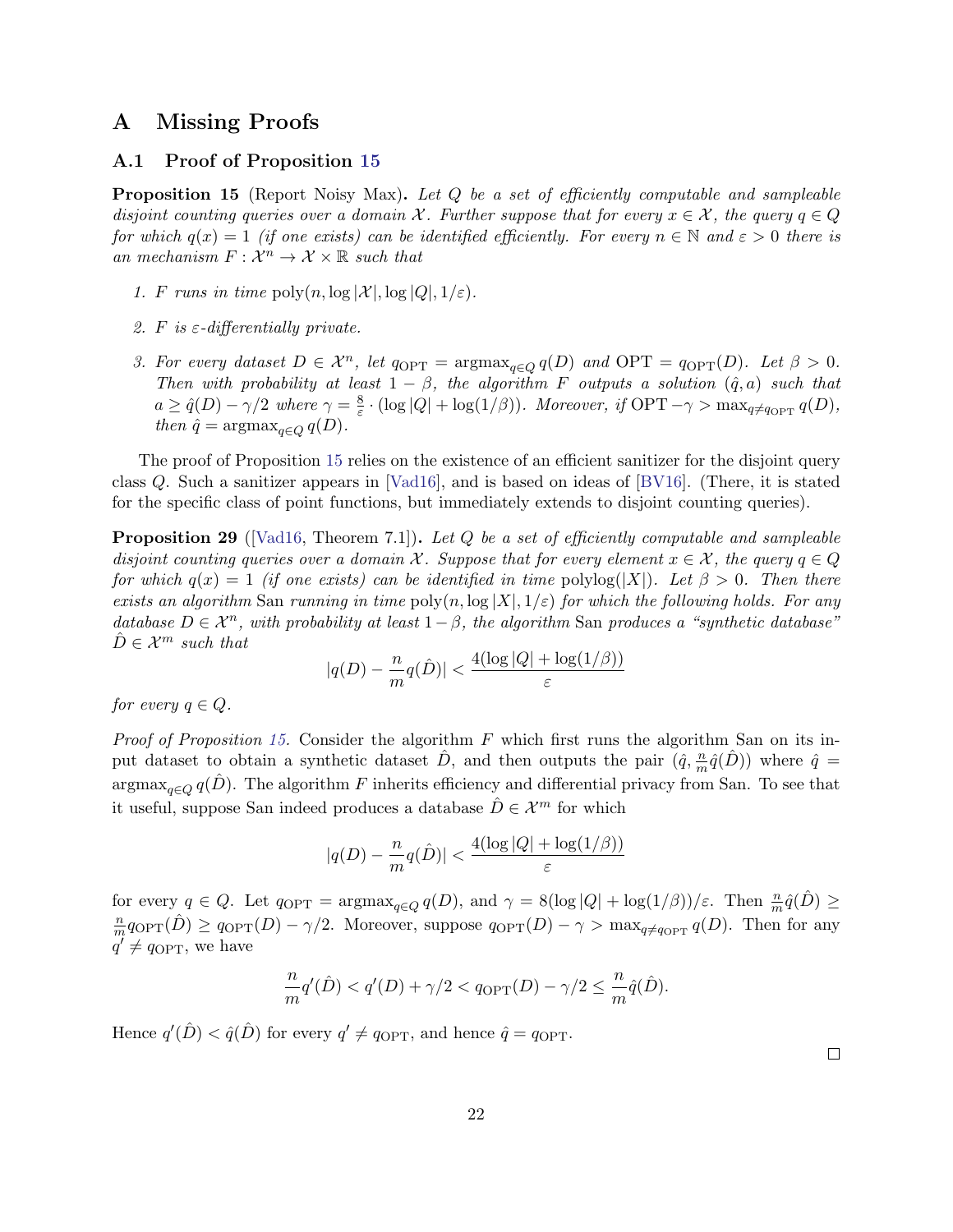# A Missing Proofs

## A.1 Proof of Proposition 15

**Proposition 15** (Report Noisy Max)**.** *Let $Q$ be a set of efficiently computable and sampleable disjoint counting queries over a domain $\mathcal{X}$. Further suppose that for every $x \in \mathcal{X}$, the query $q \in Q$ for which $q(x) = 1$ (if one exists) can be identified efficiently. For every $n \in \mathbb{N}$ and $\varepsilon > 0$ there is an mechanism $F : \mathcal{X}^n \to \mathcal{X} \times \mathbb{R}$ such that*

1. *$F$ runs in time $\mathrm{poly}(n, \log|\mathcal{X}|, \log|Q|, 1/\varepsilon)$.*
2. *$F$ is $\varepsilon$-differentially private.*
3. *For every dataset $D \in \mathcal{X}^n$, let $q_{\mathrm{OPT}} = \mathrm{argmax}_{q\in Q}\, q(D)$ and $\mathrm{OPT} = q_{\mathrm{OPT}}(D)$. Let $\beta > 0$. Then with probability at least $1 - \beta$, the algorithm $F$ outputs a solution $(\hat{q}, a)$ such that $a \geq \hat{q}(D) - \gamma/2$ where $\gamma = \frac{8}{\varepsilon} \cdot (\log|Q| + \log(1/\beta))$. Moreover, if $\mathrm{OPT} - \gamma > \max_{q \neq q_{\mathrm{OPT}}} q(D)$, then $\hat{q} = \mathrm{argmax}_{q\in Q}\, q(D)$.*

The proof of Proposition 15 relies on the existence of an efficient sanitizer for the disjoint query class $Q$. Such a sanitizer appears in [Vad16], and is based on ideas of [BV16]. (There, it is stated for the specific class of point functions, but immediately extends to disjoint counting queries).

**Proposition 29** ([Vad16, Theorem 7.1])**.** *Let $Q$ be a set of efficiently computable and sampleable disjoint counting queries over a domain $\mathcal{X}$. Suppose that for every element $x \in \mathcal{X}$, the query $q \in Q$ for which $q(x) = 1$ (if one exists) can be identified in time $\mathrm{polylog}(|X|)$. Let $\beta > 0$. Then there exists an algorithm $\mathrm{San}$ running in time $\mathrm{poly}(n, \log|X|, 1/\varepsilon)$ for which the following holds. For any database $D \in \mathcal{X}^n$, with probability at least $1 - \beta$, the algorithm $\mathrm{San}$ produces a "synthetic database" $\hat{D} \in \mathcal{X}^m$ such that*

$$|q(D) - \frac{n}{m} q(\hat{D})| < \frac{4(\log|Q| + \log(1/\beta))}{\varepsilon}$$

*for every $q \in Q$.*

*Proof of Proposition 15.* Consider the algorithm $F$ which first runs the algorithm $\mathrm{San}$ on its input dataset to obtain a synthetic dataset $\hat{D}$, and then outputs the pair $(\hat{q}, \frac{n}{m}\hat{q}(\hat{D}))$ where $\hat{q} = \mathrm{argmax}_{q\in Q}\, q(\hat{D})$. The algorithm $F$ inherits efficiency and differential privacy from $\mathrm{San}$. To see that it useful, suppose $\mathrm{San}$ indeed produces a database $\hat{D} \in \mathcal{X}^m$ for which

$$|q(D) - \frac{n}{m} q(\hat{D})| < \frac{4(\log|Q| + \log(1/\beta))}{\varepsilon}$$

for every $q \in Q$. Let $q_{\mathrm{OPT}} = \mathrm{argmax}_{q\in Q}\, q(D)$, and $\gamma = 8(\log|Q| + \log(1/\beta))/\varepsilon$. Then $\frac{n}{m}\hat{q}(\hat{D}) \geq \frac{n}{m} q_{\mathrm{OPT}}(\hat{D}) \geq q_{\mathrm{OPT}}(D) - \gamma/2$. Moreover, suppose $q_{\mathrm{OPT}}(D) - \gamma > \max_{q \neq q_{\mathrm{OPT}}} q(D)$. Then for any $q' \neq q_{\mathrm{OPT}}$, we have

$$\frac{n}{m} q'(\hat{D}) < q'(D) + \gamma/2 < q_{\mathrm{OPT}}(D) - \gamma/2 \leq \frac{n}{m}\hat{q}(\hat{D}).$$

Hence $q'(\hat{D}) < \hat{q}(\hat{D})$ for every $q' \neq q_{\mathrm{OPT}}$, and hence $\hat{q} = q_{\mathrm{OPT}}$.

∎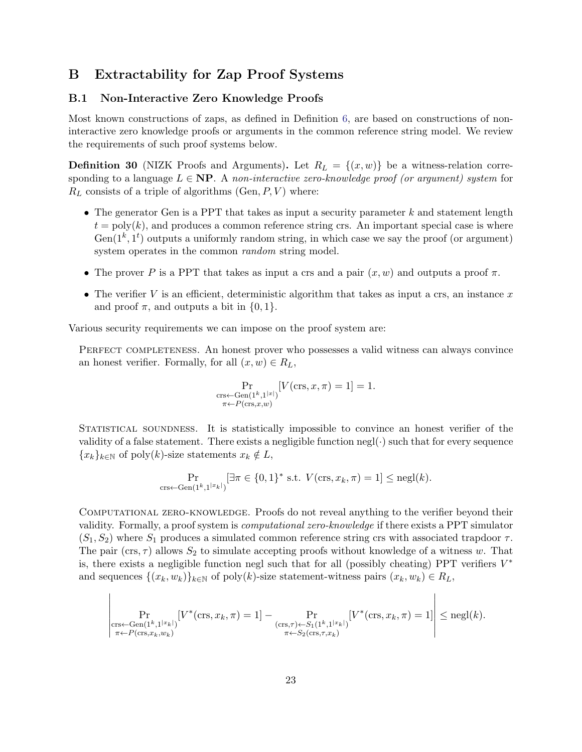# B Extractability for Zap Proof Systems

## B.1 Non-Interactive Zero Knowledge Proofs

Most known constructions of zaps, as defined in Definition 6, are based on constructions of non-interactive zero knowledge proofs or arguments in the common reference string model. We review the requirements of such proof systems below.

**Definition 30** (NIZK Proofs and Arguments)**.** Let $R_L = \{(x, w)\}$ be a witness-relation corresponding to a language $L \in \mathbf{NP}$. A *non-interactive zero-knowledge proof (or argument) system* for $R_L$ consists of a triple of algorithms $(\mathrm{Gen}, P, V)$ where:

- The generator Gen is a PPT that takes as input a security parameter $k$ and statement length $t = \mathrm{poly}(k)$, and produces a common reference string crs. An important special case is where $\mathrm{Gen}(1^k, 1^t)$ outputs a uniformly random string, in which case we say the proof (or argument) system operates in the common *random* string model.
- The prover $P$ is a PPT that takes as input a crs and a pair $(x, w)$ and outputs a proof $\pi$.
- The verifier $V$ is an efficient, deterministic algorithm that takes as input a crs, an instance $x$ and proof $\pi$, and outputs a bit in $\{0, 1\}$.

Various security requirements we can impose on the proof system are:

Perfect completeness. An honest prover who possesses a valid witness can always convince an honest verifier. Formally, for all $(x, w) \in R_L$,

$$\Pr_{\substack{\mathrm{crs} \leftarrow \mathrm{Gen}(1^k, 1^{|x|}) \\ \pi \leftarrow P(\mathrm{crs}, x, w)}} [V(\mathrm{crs}, x, \pi) = 1] = 1.$$

Statistical soundness. It is statistically impossible to convince an honest verifier of the validity of a false statement. There exists a negligible function $\mathrm{negl}(\cdot)$ such that for every sequence $\{x_k\}_{k \in \mathbb{N}}$ of $\mathrm{poly}(k)$-size statements $x_k \notin L$,

$$\Pr_{\mathrm{crs} \leftarrow \mathrm{Gen}(1^k, 1^{|x_k|})} [\exists \pi \in \{0, 1\}^* \text{ s.t. } V(\mathrm{crs}, x_k, \pi) = 1] \leq \mathrm{negl}(k).$$

Computational zero-knowledge. Proofs do not reveal anything to the verifier beyond their validity. Formally, a proof system is *computational zero-knowledge* if there exists a PPT simulator $(S_1, S_2)$ where $S_1$ produces a simulated common reference string crs with associated trapdoor $\tau$. The pair $(\mathrm{crs}, \tau)$ allows $S_2$ to simulate accepting proofs without knowledge of a witness $w$. That is, there exists a negligible function negl such that for all (possibly cheating) PPT verifiers $V^*$ and sequences $\{(x_k, w_k)\}_{k \in \mathbb{N}}$ of $\mathrm{poly}(k)$-size statement-witness pairs $(x_k, w_k) \in R_L$,

$$\left| \Pr_{\substack{\mathrm{crs} \leftarrow \mathrm{Gen}(1^k, 1^{|x_k|}) \\ \pi \leftarrow P(\mathrm{crs}, x_k, w_k)}} [V^*(\mathrm{crs}, x_k, \pi) = 1] - \Pr_{\substack{(\mathrm{crs}, \tau) \leftarrow S_1(1^k, 1^{|x_k|}) \\ \pi \leftarrow S_2(\mathrm{crs}, \tau, x_k)}} [V^*(\mathrm{crs}, x_k, \pi) = 1] \right| \leq \mathrm{negl}(k).$$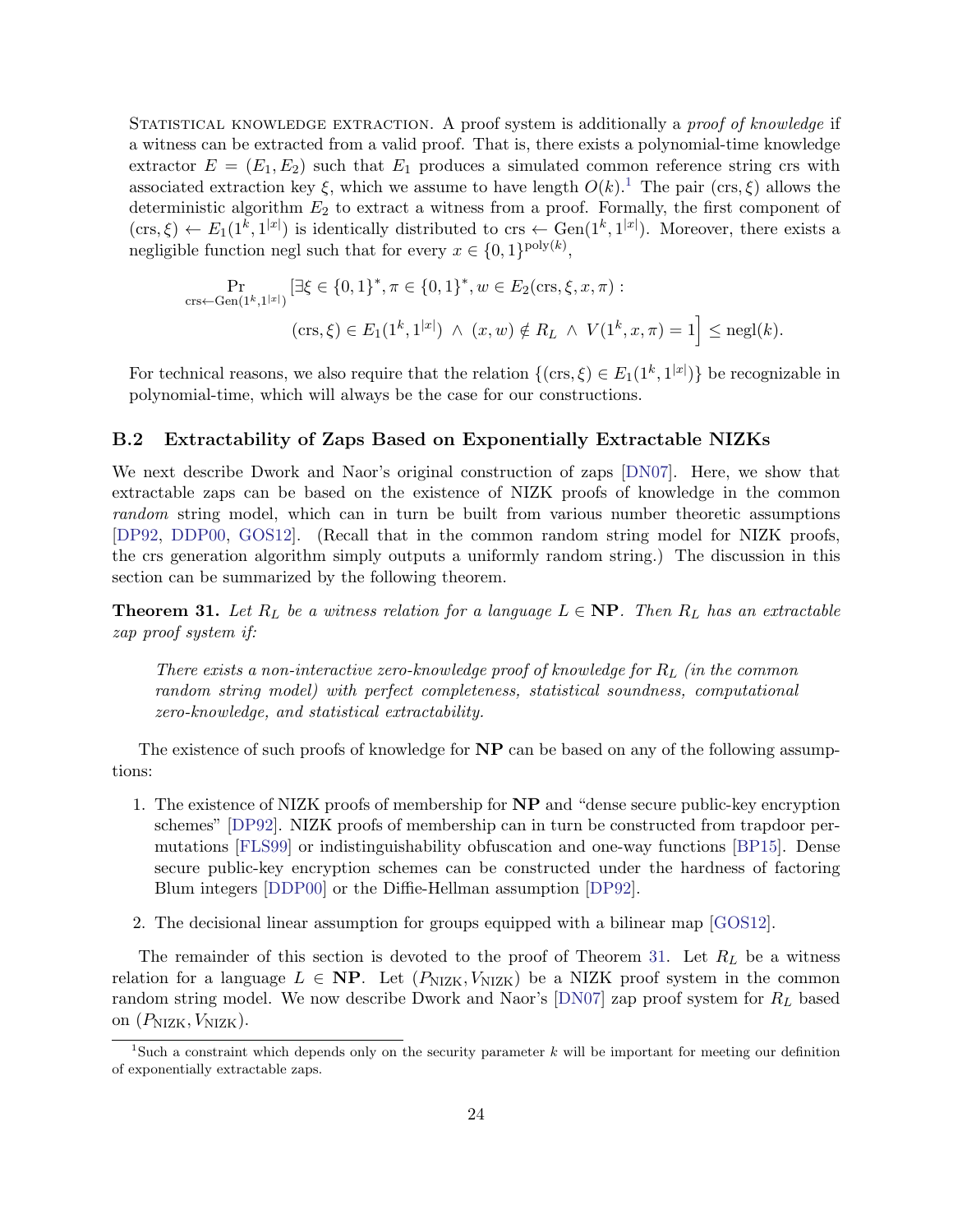STATISTICAL KNOWLEDGE EXTRACTION. A proof system is additionally a *proof of knowledge* if a witness can be extracted from a valid proof. That is, there exists a polynomial-time knowledge extractor $E = (E_1, E_2)$ such that $E_1$ produces a simulated common reference string crs with associated extraction key $\xi$, which we assume to have length $O(k)$.[1] The pair $(\text{crs}, \xi)$ allows the deterministic algorithm $E_2$ to extract a witness from a proof. Formally, the first component of $(\text{crs}, \xi) \leftarrow E_1(1^k, 1^{|x|})$ is identically distributed to $\text{crs} \leftarrow \text{Gen}(1^k, 1^{|x|})$. Moreover, there exists a negligible function negl such that for every $x \in \{0,1\}^{\text{poly}(k)}$,

$$\Pr_{\text{crs} \leftarrow \text{Gen}(1^k, 1^{|x|})} \Big[ \exists \xi \in \{0,1\}^*, \pi \in \{0,1\}^*, w \in E_2(\text{crs}, \xi, x, \pi) : \\ (\text{crs}, \xi) \in E_1(1^k, 1^{|x|}) \,\wedge\, (x, w) \notin R_L \,\wedge\, V(1^k, x, \pi) = 1 \Big] \leq \text{negl}(k).$$

For technical reasons, we also require that the relation $\{(\text{crs}, \xi) \in E_1(1^k, 1^{|x|})\}$ be recognizable in polynomial-time, which will always be the case for our constructions.

### B.2 Extractability of Zaps Based on Exponentially Extractable NIZKs

We next describe Dwork and Naor's original construction of zaps [DN07]. Here, we show that extractable zaps can be based on the existence of NIZK proofs of knowledge in the common *random* string model, which can in turn be built from various number theoretic assumptions [DP92, DDP00, GOS12]. (Recall that in the common random string model for NIZK proofs, the crs generation algorithm simply outputs a uniformly random string.) The discussion in this section can be summarized by the following theorem.

**Theorem 31.** *Let $R_L$ be a witness relation for a language $L \in \mathbf{NP}$. Then $R_L$ has an extractable zap proof system if:*

> *There exists a non-interactive zero-knowledge proof of knowledge for $R_L$ (in the common random string model) with perfect completeness, statistical soundness, computational zero-knowledge, and statistical extractability.*

The existence of such proofs of knowledge for **NP** can be based on any of the following assumptions:

1. The existence of NIZK proofs of membership for **NP** and "dense secure public-key encryption schemes" [DP92]. NIZK proofs of membership can in turn be constructed from trapdoor permutations [FLS99] or indistinguishability obfuscation and one-way functions [BP15]. Dense secure public-key encryption schemes can be constructed under the hardness of factoring Blum integers [DDP00] or the Diffie-Hellman assumption [DP92].

2. The decisional linear assumption for groups equipped with a bilinear map [GOS12].

The remainder of this section is devoted to the proof of Theorem 31. Let $R_L$ be a witness relation for a language $L \in \mathbf{NP}$. Let $(P_{\text{NIZK}}, V_{\text{NIZK}})$ be a NIZK proof system in the common random string model. We now describe Dwork and Naor's [DN07] zap proof system for $R_L$ based on $(P_{\text{NIZK}}, V_{\text{NIZK}})$.

[1] Such a constraint which depends only on the security parameter $k$ will be important for meeting our definition of exponentially extractable zaps.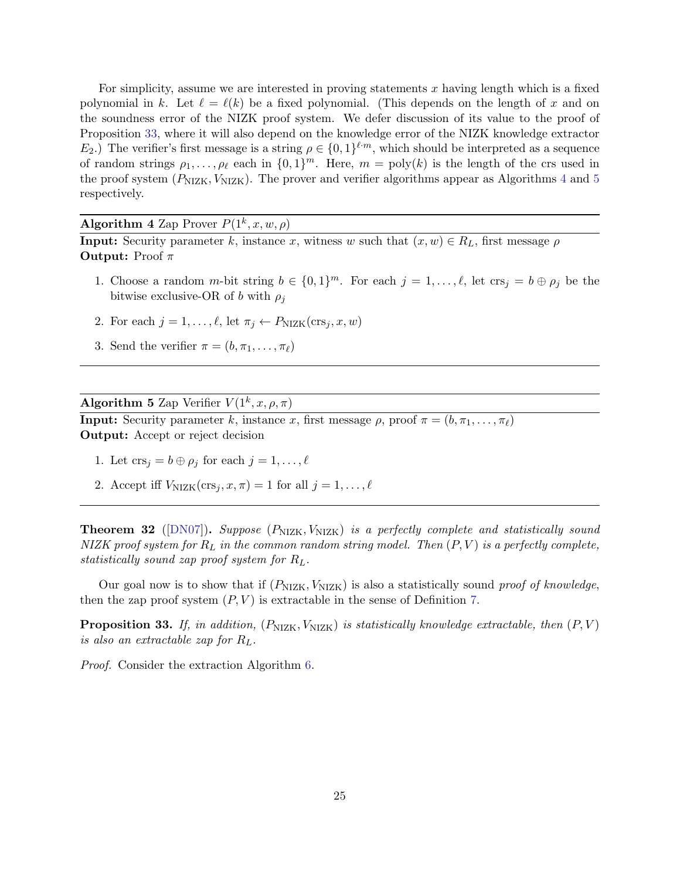For simplicity, assume we are interested in proving statements $x$ having length which is a fixed polynomial in $k$. Let $\ell = \ell(k)$ be a fixed polynomial. (This depends on the length of $x$ and on the soundness error of the NIZK proof system. We defer discussion of its value to the proof of Proposition 33, where it will also depend on the knowledge error of the NIZK knowledge extractor $E_2$.) The verifier's first message is a string $\rho \in \{0,1\}^{\ell \cdot m}$, which should be interpreted as a sequence of random strings $\rho_1, \ldots, \rho_\ell$ each in $\{0,1\}^m$. Here, $m = \text{poly}(k)$ is the length of the crs used in the proof system $(P_{\text{NIZK}}, V_{\text{NIZK}})$. The prover and verifier algorithms appear as Algorithms 4 and 5 respectively.

---

**Algorithm 4** Zap Prover $P(1^k, x, w, \rho)$

**Input:** Security parameter $k$, instance $x$, witness $w$ such that $(x, w) \in R_L$, first message $\rho$
**Output:** Proof $\pi$

1. Choose a random $m$-bit string $b \in \{0,1\}^m$. For each $j = 1, \ldots, \ell$, let $\text{crs}_j = b \oplus \rho_j$ be the bitwise exclusive-OR of $b$ with $\rho_j$
2. For each $j = 1, \ldots, \ell$, let $\pi_j \leftarrow P_{\text{NIZK}}(\text{crs}_j, x, w)$
3. Send the verifier $\pi = (b, \pi_1, \ldots, \pi_\ell)$

---

**Algorithm 5** Zap Verifier $V(1^k, x, \rho, \pi)$

**Input:** Security parameter $k$, instance $x$, first message $\rho$, proof $\pi = (b, \pi_1, \ldots, \pi_\ell)$
**Output:** Accept or reject decision

1. Let $\text{crs}_j = b \oplus \rho_j$ for each $j = 1, \ldots, \ell$
2. Accept iff $V_{\text{NIZK}}(\text{crs}_j, x, \pi) = 1$ for all $j = 1, \ldots, \ell$

---

**Theorem 32** ([DN07]). *Suppose $(P_{\text{NIZK}}, V_{\text{NIZK}})$ is a perfectly complete and statistically sound NIZK proof system for $R_L$ in the common random string model. Then $(P, V)$ is a perfectly complete, statistically sound zap proof system for $R_L$.*

Our goal now is to show that if $(P_{\text{NIZK}}, V_{\text{NIZK}})$ is also a statistically sound *proof of knowledge*, then the zap proof system $(P, V)$ is extractable in the sense of Definition 7.

**Proposition 33.** *If, in addition, $(P_{\text{NIZK}}, V_{\text{NIZK}})$ is statistically knowledge extractable, then $(P, V)$ is also an extractable zap for $R_L$.*

*Proof.* Consider the extraction Algorithm 6.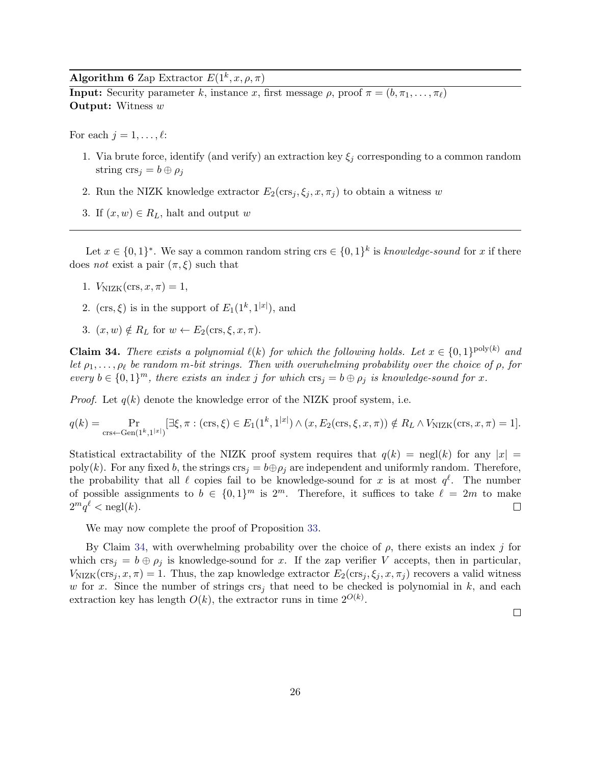**Algorithm 6** Zap Extractor $E(1^k, x, \rho, \pi)$

**Input:** Security parameter $k$, instance $x$, first message $\rho$, proof $\pi = (b, \pi_1, \dots, \pi_\ell)$
**Output:** Witness $w$

For each $j = 1, \dots, \ell$:

1. Via brute force, identify (and verify) an extraction key $\xi_j$ corresponding to a common random string $\text{crs}_j = b \oplus \rho_j$
2. Run the NIZK knowledge extractor $E_2(\text{crs}_j, \xi_j, x, \pi_j)$ to obtain a witness $w$
3. If $(x, w) \in R_L$, halt and output $w$

---

Let $x \in \{0,1\}^*$. We say a common random string $\text{crs} \in \{0,1\}^k$ is *knowledge-sound* for $x$ if there does *not* exist a pair $(\pi, \xi)$ such that

1. $V_{\text{NIZK}}(\text{crs}, x, \pi) = 1$,
2. $(\text{crs}, \xi)$ is in the support of $E_1(1^k, 1^{|x|})$, and
3. $(x, w) \notin R_L$ for $w \leftarrow E_2(\text{crs}, \xi, x, \pi)$.

**Claim 34.** *There exists a polynomial $\ell(k)$ for which the following holds. Let $x \in \{0,1\}^{\text{poly}(k)}$ and let $\rho_1, \dots, \rho_\ell$ be random $m$-bit strings. Then with overwhelming probability over the choice of $\rho$, for every $b \in \{0,1\}^m$, there exists an index $j$ for which $\text{crs}_j = b \oplus \rho_j$ is knowledge-sound for $x$.*

*Proof.* Let $q(k)$ denote the knowledge error of the NIZK proof system, i.e.

$$q(k) = \Pr_{\text{crs} \leftarrow \text{Gen}(1^k, 1^{|x|})}[\exists \xi, \pi : (\text{crs}, \xi) \in E_1(1^k, 1^{|x|}) \wedge (x, E_2(\text{crs}, \xi, x, \pi)) \notin R_L \wedge V_{\text{NIZK}}(\text{crs}, x, \pi) = 1].$$

Statistical extractability of the NIZK proof system requires that $q(k) = \text{negl}(k)$ for any $|x| = \text{poly}(k)$. For any fixed $b$, the strings $\text{crs}_j = b \oplus \rho_j$ are independent and uniformly random. Therefore, the probability that all $\ell$ copies fail to be knowledge-sound for $x$ is at most $q^\ell$. The number of possible assignments to $b \in \{0,1\}^m$ is $2^m$. Therefore, it suffices to take $\ell = 2m$ to make $2^m q^\ell < \text{negl}(k)$. □

We may now complete the proof of Proposition 33.

By Claim 34, with overwhelming probability over the choice of $\rho$, there exists an index $j$ for which $\text{crs}_j = b \oplus \rho_j$ is knowledge-sound for $x$. If the zap verifier $V$ accepts, then in particular, $V_{\text{NIZK}}(\text{crs}_j, x, \pi) = 1$. Thus, the zap knowledge extractor $E_2(\text{crs}_j, \xi_j, x, \pi_j)$ recovers a valid witness $w$ for $x$. Since the number of strings $\text{crs}_j$ that need to be checked is polynomial in $k$, and each extraction key has length $O(k)$, the extractor runs in time $2^{O(k)}$.

□